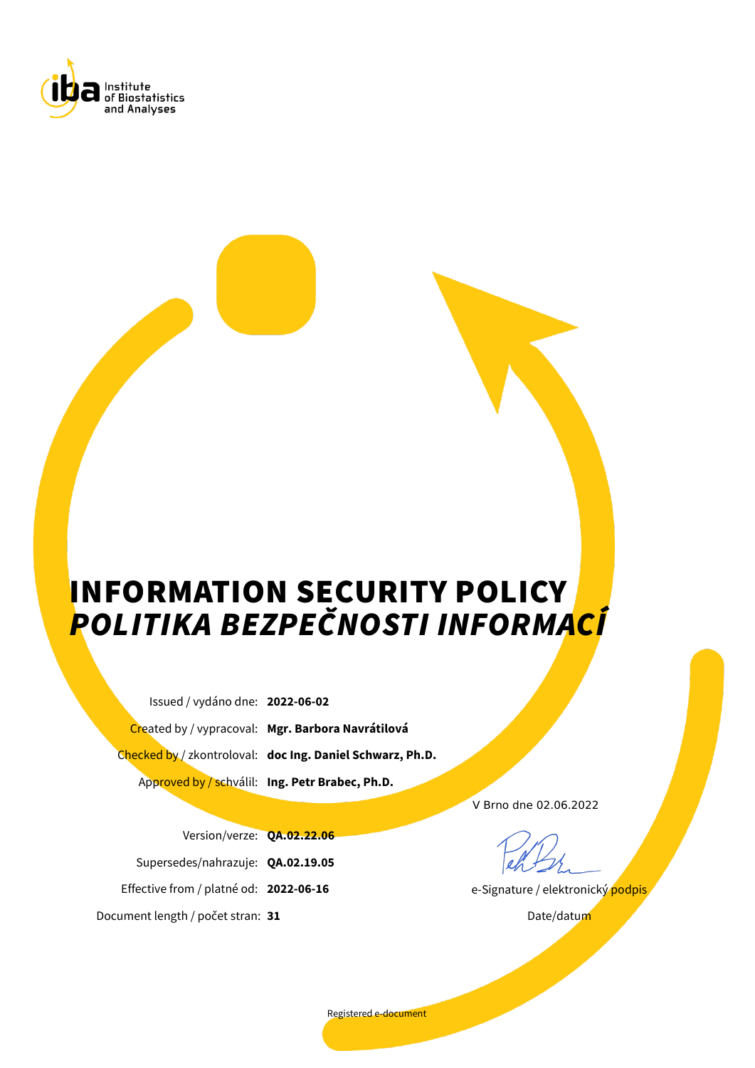iba Institute of Biostatistics and Analyses

# INFORMATION SECURITY POLICY
# *POLITIKA BEZPEČNOSTI INFORMACÍ*

Issued / vydáno dne: **2022-06-02**

Created by / vypracoval: **Mgr. Barbora Navrátilová**

Checked by / zkontroloval: **doc Ing. Daniel Schwarz, Ph.D.**

Approved by / schválil: **Ing. Petr Brabec, Ph.D.**

Version/verze: **QA.02.22.06**

Supersedes/nahrazuje: **QA.02.19.05**

Effective from / platné od: **2022-06-16**

Document length / počet stran: **31**

V Brno dne 02.06.2022

e-Signature / elektronický podpis

Date/datum

Registered e-document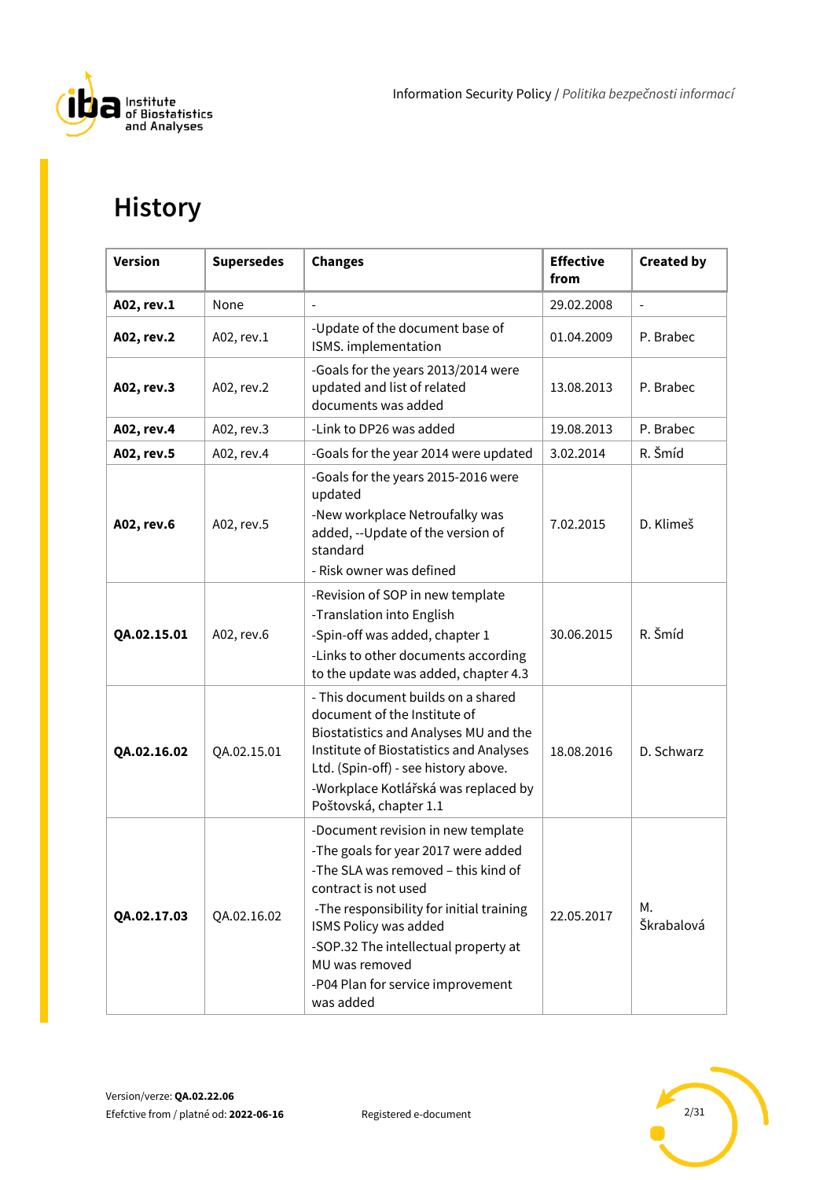# History

| Version | Supersedes | Changes | Effective from | Created by |
|---|---|---|---|---|
| **A02, rev.1** | None | - | 29.02.2008 | - |
| **A02, rev.2** | A02, rev.1 | -Update of the document base of ISMS. implementation | 01.04.2009 | P. Brabec |
| **A02, rev.3** | A02, rev.2 | -Goals for the years 2013/2014 were updated and list of related documents was added | 13.08.2013 | P. Brabec |
| **A02, rev.4** | A02, rev.3 | -Link to DP26 was added | 19.08.2013 | P. Brabec |
| **A02, rev.5** | A02, rev.4 | -Goals for the year 2014 were updated | 3.02.2014 | R. Šmíd |
| **A02, rev.6** | A02, rev.5 | -Goals for the years 2015-2016 were updated<br>-New workplace Netroufalky was added, --Update of the version of standard<br>- Risk owner was defined | 7.02.2015 | D. Klimeš |
| **QA.02.15.01** | A02, rev.6 | -Revision of SOP in new template<br>-Translation into English<br>-Spin-off was added, chapter 1<br>-Links to other documents according to the update was added, chapter 4.3 | 30.06.2015 | R. Šmíd |
| **QA.02.16.02** | QA.02.15.01 | - This document builds on a shared document of the Institute of Biostatistics and Analyses MU and the Institute of Biostatistics and Analyses Ltd. (Spin-off) - see history above.<br>-Workplace Kotlářská was replaced by Poštovská, chapter 1.1 | 18.08.2016 | D. Schwarz |
| **QA.02.17.03** | QA.02.16.02 | -Document revision in new template<br>-The goals for year 2017 were added<br>-The SLA was removed – this kind of contract is not used<br>-The responsibility for initial training ISMS Policy was added<br>-SOP.32 The intellectual property at MU was removed<br>-P04 Plan for service improvement was added | 22.05.2017 | M. Škrabalová |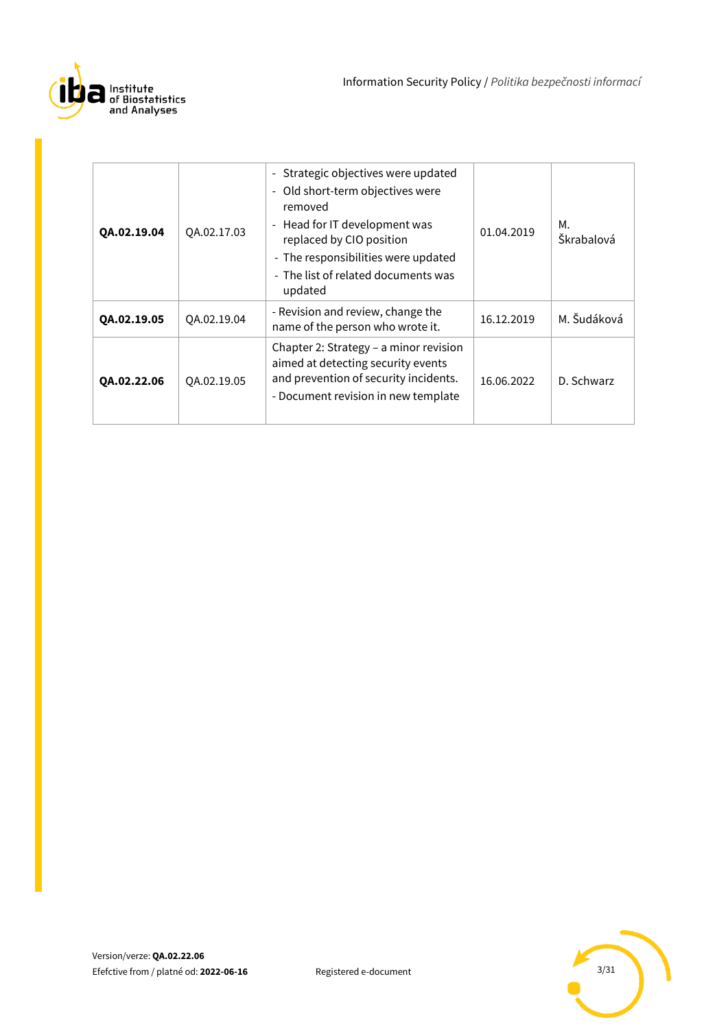| QA.02.19.04 | QA.02.17.03 | - Strategic objectives were updated<br>- Old short-term objectives were removed<br>- Head for IT development was replaced by CIO position<br>- The responsibilities were updated<br>- The list of related documents was updated | 01.04.2019 | M. Škrabalová |
|---|---|---|---|---|
| **QA.02.19.05** | QA.02.19.04 | - Revision and review, change the name of the person who wrote it. | 16.12.2019 | M. Šudáková |
| **QA.02.22.06** | QA.02.19.05 | Chapter 2: Strategy – a minor revision aimed at detecting security events and prevention of security incidents.<br>- Document revision in new template | 16.06.2022 | D. Schwarz |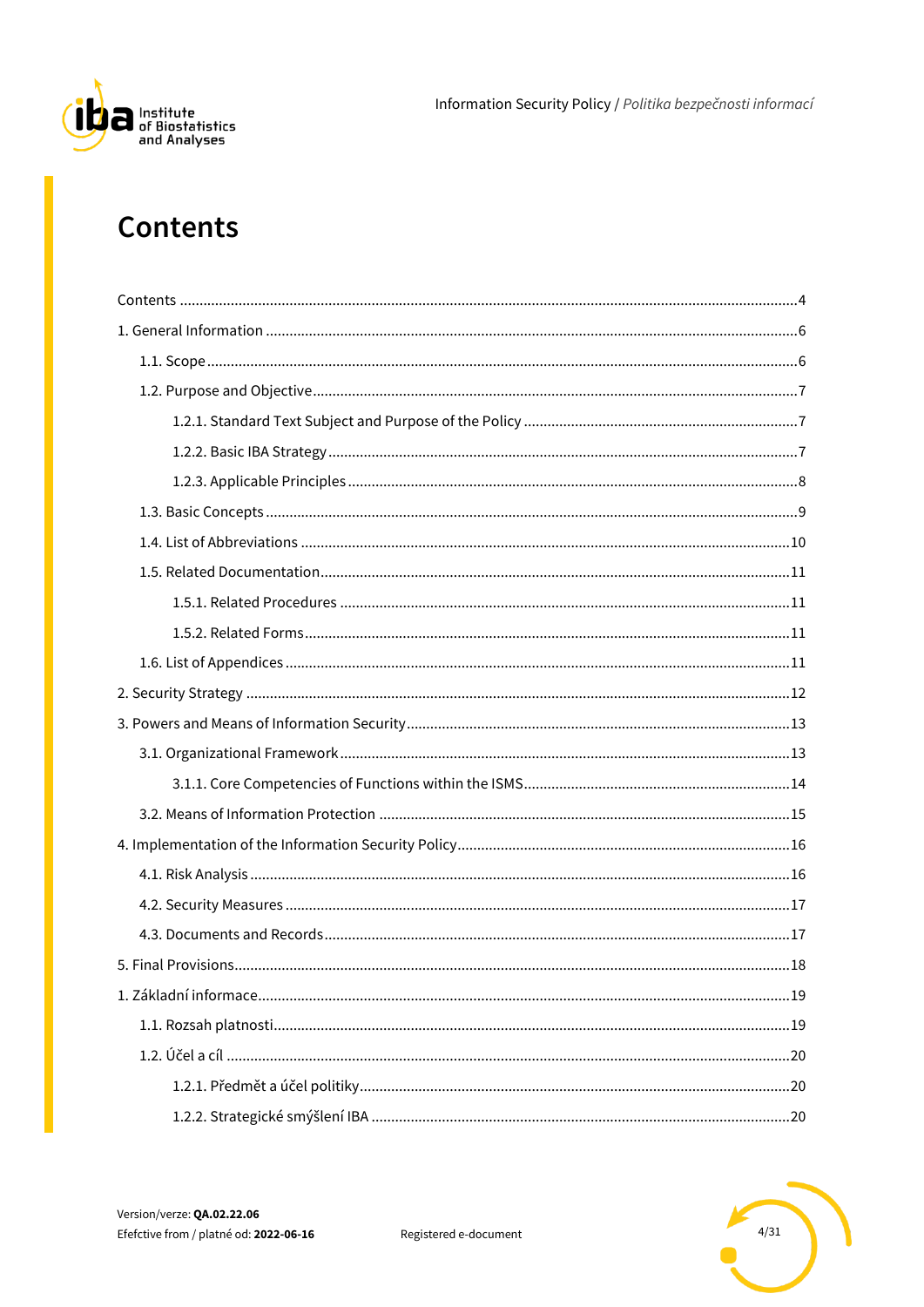# Contents

Contents ....................................................................................................................................................4

1. General Information ......................................................................................................................6

    1.1. Scope ........................................................................................................................................6

    1.2. Purpose and Objective ............................................................................................................7

        1.2.1. Standard Text Subject and Purpose of the Policy .........................................................7

        1.2.2. Basic IBA Strategy .............................................................................................................7

        1.2.3. Applicable Principles .........................................................................................................8

    1.3. Basic Concepts .........................................................................................................................9

    1.4. List of Abbreviations ..............................................................................................................10

    1.5. Related Documentation ..........................................................................................................11

        1.5.1. Related Procedures .........................................................................................................11

        1.5.2. Related Forms ...................................................................................................................11

    1.6. List of Appendices ..................................................................................................................11

2. Security Strategy ............................................................................................................................12

3. Powers and Means of Information Security ...................................................................................13

    3.1. Organizational Framework .....................................................................................................13

        3.1.1. Core Competencies of Functions within the ISMS .........................................................14

    3.2. Means of Information Protection ...........................................................................................15

4. Implementation of the Information Security Policy .......................................................................16

    4.1. Risk Analysis ...........................................................................................................................16

    4.2. Security Measures ..................................................................................................................17

    4.3. Documents and Records .........................................................................................................17

5. Final Provisions ..............................................................................................................................18

1. Základní informace .........................................................................................................................19

    1.1. Rozsah platnosti .....................................................................................................................19

    1.2. Účel a cíl ..................................................................................................................................20

        1.2.1. Předmět a účel politiky .....................................................................................................20

        1.2.2. Strategické smýšlení IBA ..................................................................................................20

Version/verze: **QA.02.22.06**
Efefctive from / platné od: **2022-06-16**
Registered e-document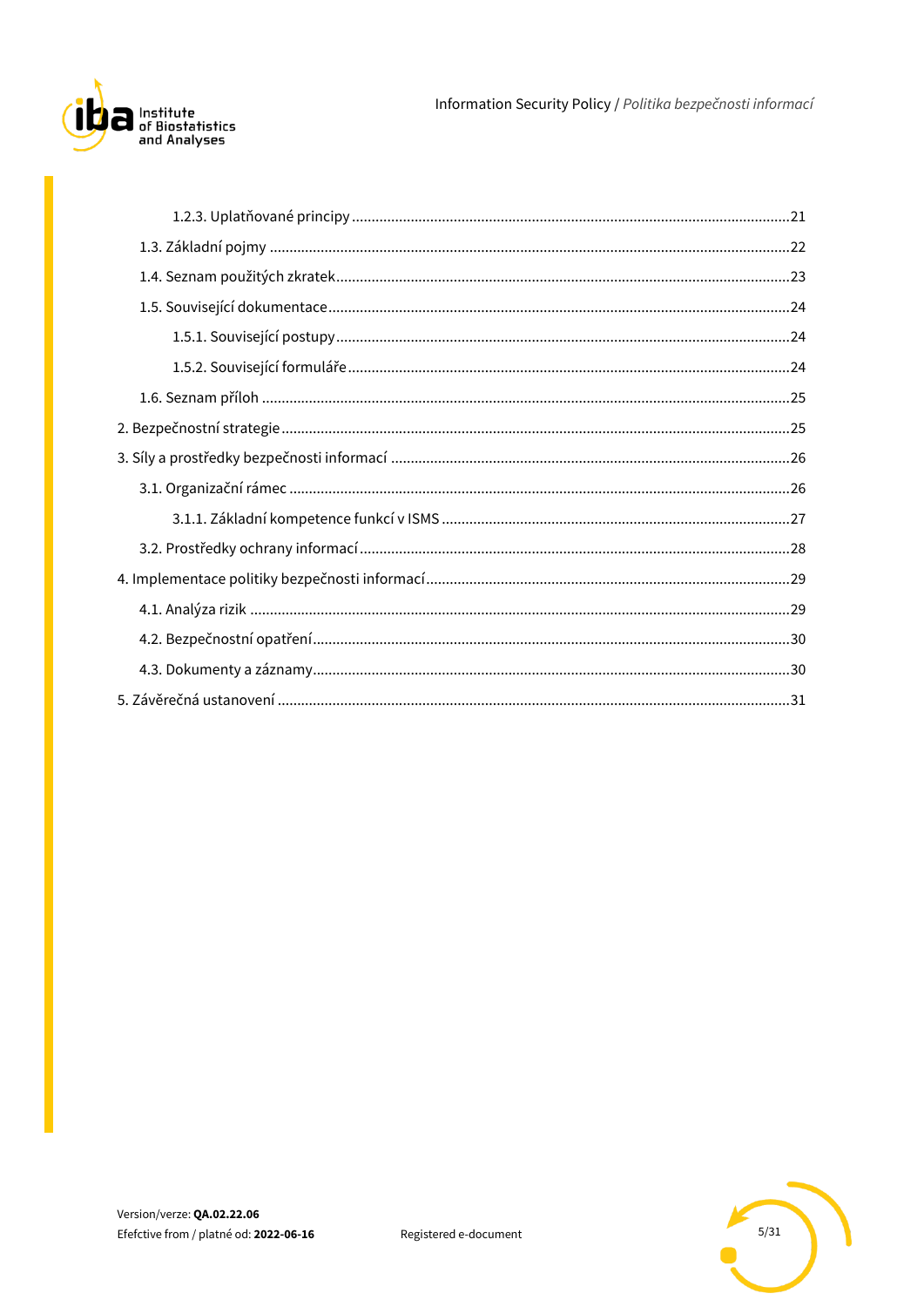1.2.3. Uplatňované principy ....................................................................................................21

1.3. Základní pojmy ...............................................................................................................22

1.4. Seznam použitých zkratek..............................................................................................23

1.5. Související dokumentace................................................................................................24

1.5.1. Související postupy ........................................................................................................24

1.5.2. Související formuláře .......................................................................................................24

1.6. Seznam příloh ...................................................................................................................25

2. Bezpečnostní strategie .........................................................................................................25

3. Síly a prostředky bezpečnosti informací ..........................................................................26

3.1. Organizační rámec ............................................................................................................26

3.1.1. Základní kompetence funkcí v ISMS ...............................................................................27

3.2. Prostředky ochrany informací ...........................................................................................28

4. Implementace politiky bezpečnosti informací.....................................................................29

4.1. Analýza rizik ......................................................................................................................29

4.2. Bezpečnostní opatření.......................................................................................................30

4.3. Dokumenty a záznamy.......................................................................................................30

5. Závěrečná ustanovení ............................................................................................................31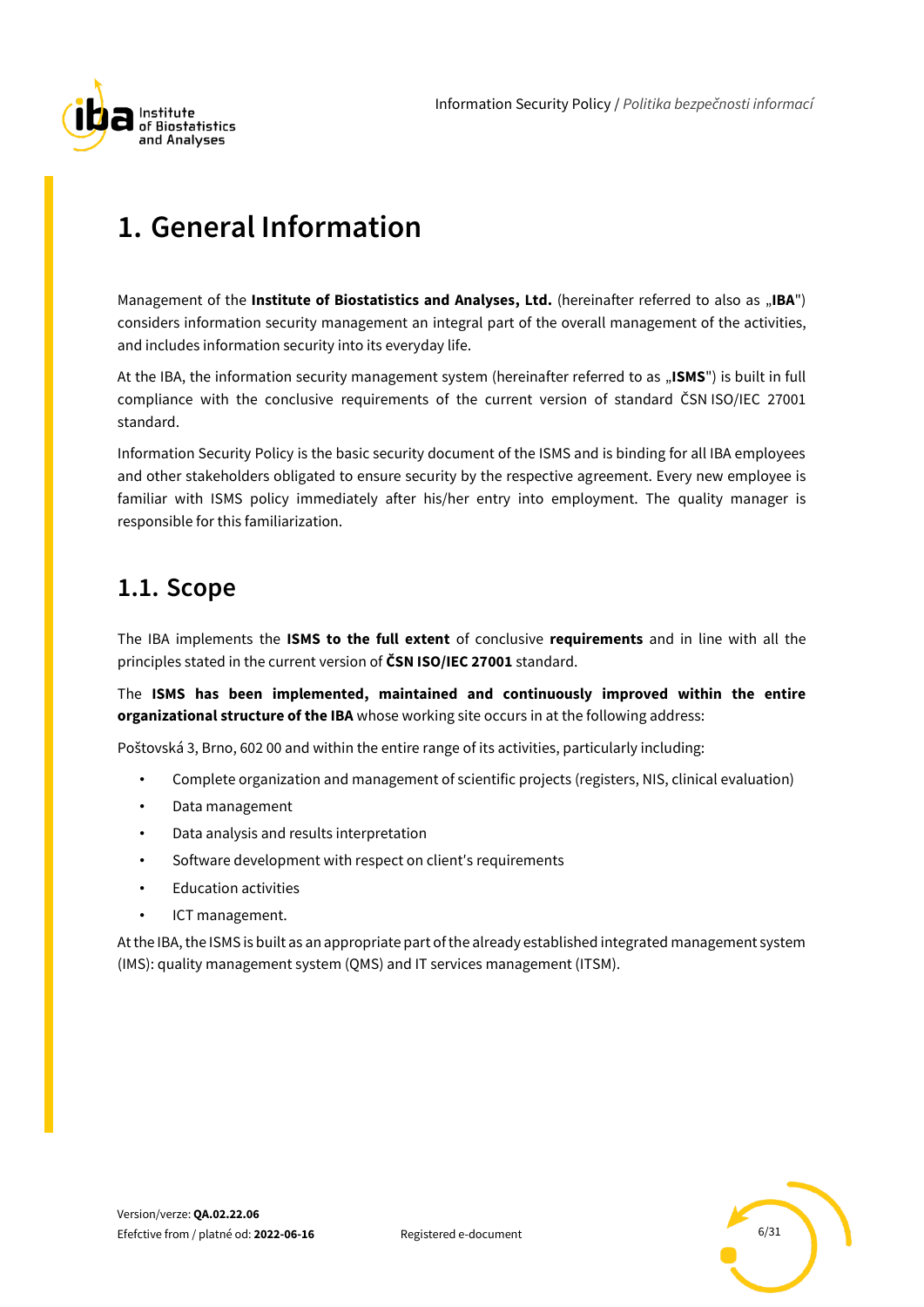# 1. General Information

Management of the **Institute of Biostatistics and Analyses, Ltd.** (hereinafter referred to also as „**IBA**") considers information security management an integral part of the overall management of the activities, and includes information security into its everyday life.

At the IBA, the information security management system (hereinafter referred to as „**ISMS**") is built in full compliance with the conclusive requirements of the current version of standard ČSN ISO/IEC 27001 standard.

Information Security Policy is the basic security document of the ISMS and is binding for all IBA employees and other stakeholders obligated to ensure security by the respective agreement. Every new employee is familiar with ISMS policy immediately after his/her entry into employment. The quality manager is responsible for this familiarization.

## 1.1. Scope

The IBA implements the **ISMS to the full extent** of conclusive **requirements** and in line with all the principles stated in the current version of **ČSN ISO/IEC 27001** standard.

The **ISMS has been implemented, maintained and continuously improved within the entire organizational structure of the IBA** whose working site occurs in at the following address:

Poštovská 3, Brno, 602 00 and within the entire range of its activities, particularly including:

- Complete organization and management of scientific projects (registers, NIS, clinical evaluation)
- Data management
- Data analysis and results interpretation
- Software development with respect on client's requirements
- Education activities
- ICT management.

At the IBA, the ISMS is built as an appropriate part of the already established integrated management system (IMS): quality management system (QMS) and IT services management (ITSM).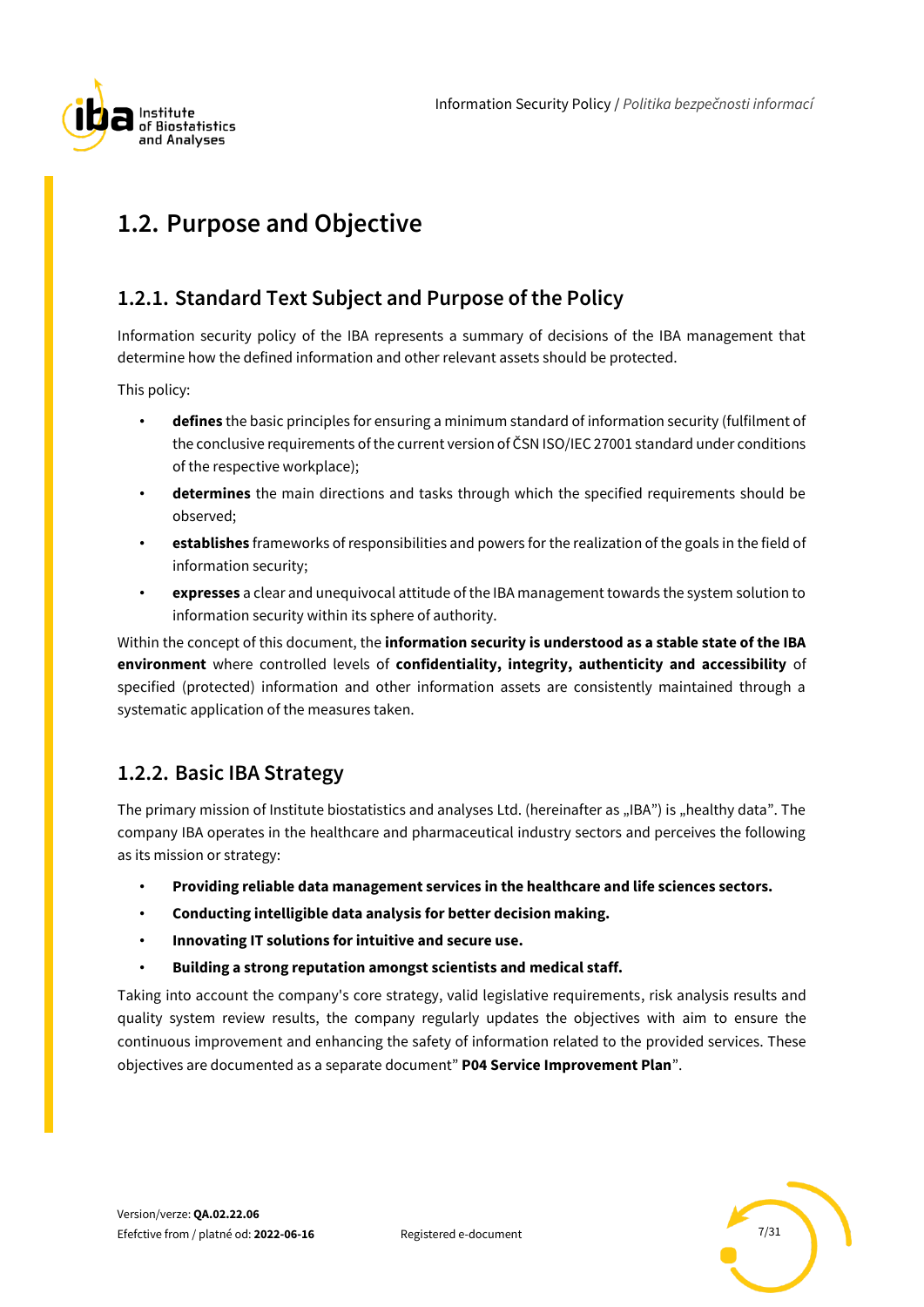## 1.2. Purpose and Objective

### 1.2.1. Standard Text Subject and Purpose of the Policy

Information security policy of the IBA represents a summary of decisions of the IBA management that determine how the defined information and other relevant assets should be protected.

This policy:

- **defines** the basic principles for ensuring a minimum standard of information security (fulfilment of the conclusive requirements of the current version of ČSN ISO/IEC 27001 standard under conditions of the respective workplace);
- **determines** the main directions and tasks through which the specified requirements should be observed;
- **establishes** frameworks of responsibilities and powers for the realization of the goals in the field of information security;
- **expresses** a clear and unequivocal attitude of the IBA management towards the system solution to information security within its sphere of authority.

Within the concept of this document, the **information security is understood as a stable state of the IBA environment** where controlled levels of **confidentiality, integrity, authenticity and accessibility** of specified (protected) information and other information assets are consistently maintained through a systematic application of the measures taken.

### 1.2.2. Basic IBA Strategy

The primary mission of Institute biostatistics and analyses Ltd. (hereinafter as „IBA") is „healthy data". The company IBA operates in the healthcare and pharmaceutical industry sectors and perceives the following as its mission or strategy:

- **Providing reliable data management services in the healthcare and life sciences sectors.**
- **Conducting intelligible data analysis for better decision making.**
- **Innovating IT solutions for intuitive and secure use.**
- **Building a strong reputation amongst scientists and medical staff.**

Taking into account the company's core strategy, valid legislative requirements, risk analysis results and quality system review results, the company regularly updates the objectives with aim to ensure the continuous improvement and enhancing the safety of information related to the provided services. These objectives are documented as a separate document" **P04 Service Improvement Plan**".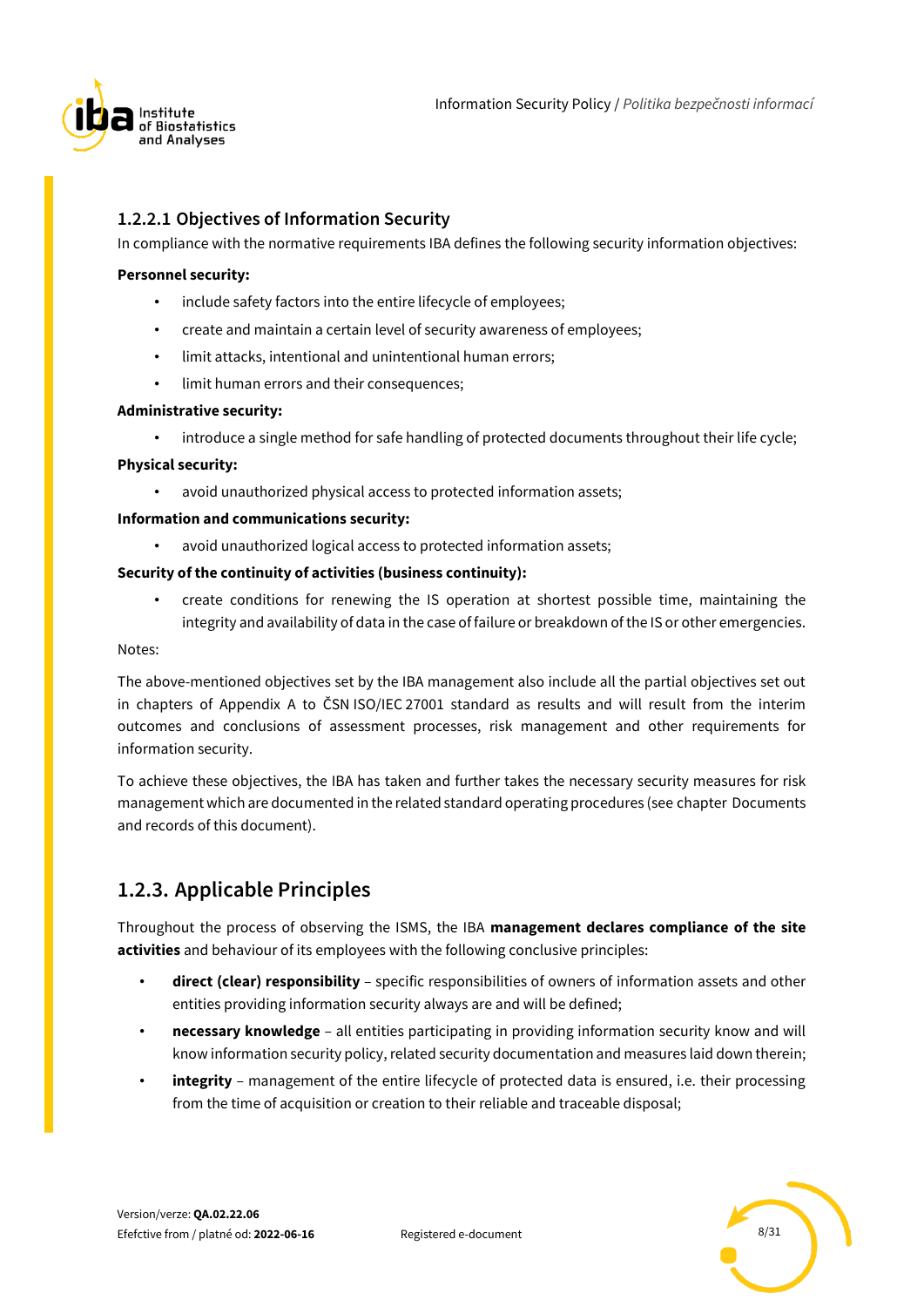### 1.2.2.1 Objectives of Information Security

In compliance with the normative requirements IBA defines the following security information objectives:

**Personnel security:**

- include safety factors into the entire lifecycle of employees;
- create and maintain a certain level of security awareness of employees;
- limit attacks, intentional and unintentional human errors;
- limit human errors and their consequences;

**Administrative security:**

- introduce a single method for safe handling of protected documents throughout their life cycle;

**Physical security:**

- avoid unauthorized physical access to protected information assets;

**Information and communications security:**

- avoid unauthorized logical access to protected information assets;

**Security of the continuity of activities (business continuity):**

- create conditions for renewing the IS operation at shortest possible time, maintaining the integrity and availability of data in the case of failure or breakdown of the IS or other emergencies.

Notes:

The above-mentioned objectives set by the IBA management also include all the partial objectives set out in chapters of Appendix A to ČSN ISO/IEC 27001 standard as results and will result from the interim outcomes and conclusions of assessment processes, risk management and other requirements for information security.

To achieve these objectives, the IBA has taken and further takes the necessary security measures for risk management which are documented in the related standard operating procedures (see chapter Documents and records of this document).

## 1.2.3. Applicable Principles

Throughout the process of observing the ISMS, the IBA **management declares compliance of the site activities** and behaviour of its employees with the following conclusive principles:

- **direct (clear) responsibility** – specific responsibilities of owners of information assets and other entities providing information security always are and will be defined;
- **necessary knowledge** – all entities participating in providing information security know and will know information security policy, related security documentation and measures laid down therein;
- **integrity** – management of the entire lifecycle of protected data is ensured, i.e. their processing from the time of acquisition or creation to their reliable and traceable disposal;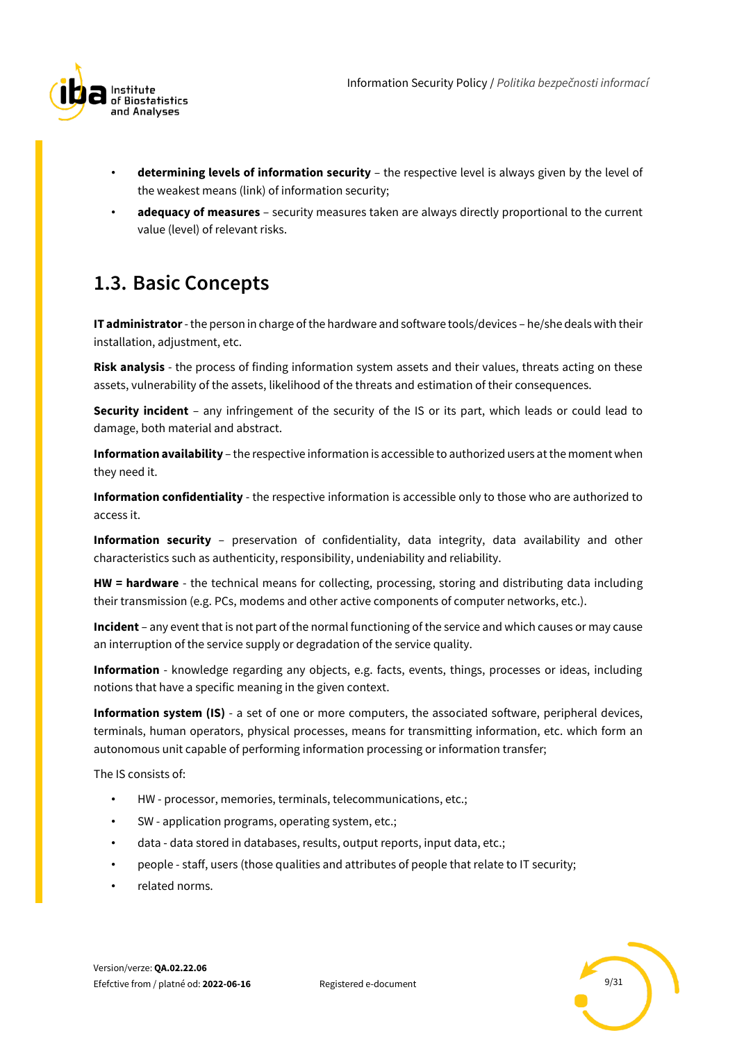- **determining levels of information security** – the respective level is always given by the level of the weakest means (link) of information security;
- **adequacy of measures** – security measures taken are always directly proportional to the current value (level) of relevant risks.

## 1.3. Basic Concepts

**IT administrator** - the person in charge of the hardware and software tools/devices – he/she deals with their installation, adjustment, etc.

**Risk analysis** - the process of finding information system assets and their values, threats acting on these assets, vulnerability of the assets, likelihood of the threats and estimation of their consequences.

**Security incident** – any infringement of the security of the IS or its part, which leads or could lead to damage, both material and abstract.

**Information availability** – the respective information is accessible to authorized users at the moment when they need it.

**Information confidentiality** - the respective information is accessible only to those who are authorized to access it.

**Information security** – preservation of confidentiality, data integrity, data availability and other characteristics such as authenticity, responsibility, undeniability and reliability.

**HW = hardware** - the technical means for collecting, processing, storing and distributing data including their transmission (e.g. PCs, modems and other active components of computer networks, etc.).

**Incident** – any event that is not part of the normal functioning of the service and which causes or may cause an interruption of the service supply or degradation of the service quality.

**Information** - knowledge regarding any objects, e.g. facts, events, things, processes or ideas, including notions that have a specific meaning in the given context.

**Information system (IS)** - a set of one or more computers, the associated software, peripheral devices, terminals, human operators, physical processes, means for transmitting information, etc. which form an autonomous unit capable of performing information processing or information transfer;

The IS consists of:

- HW - processor, memories, terminals, telecommunications, etc.;
- SW - application programs, operating system, etc.;
- data - data stored in databases, results, output reports, input data, etc.;
- people - staff, users (those qualities and attributes of people that relate to IT security;
- related norms.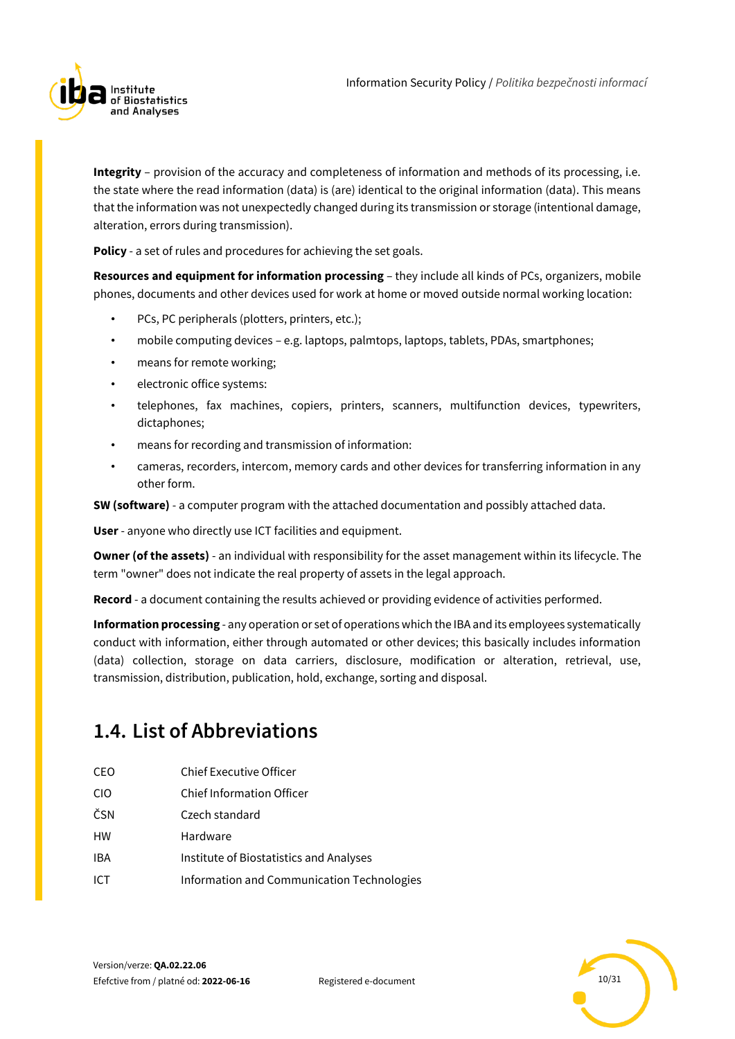**Integrity** – provision of the accuracy and completeness of information and methods of its processing, i.e. the state where the read information (data) is (are) identical to the original information (data). This means that the information was not unexpectedly changed during its transmission or storage (intentional damage, alteration, errors during transmission).

**Policy** - a set of rules and procedures for achieving the set goals.

**Resources and equipment for information processing** – they include all kinds of PCs, organizers, mobile phones, documents and other devices used for work at home or moved outside normal working location:

- PCs, PC peripherals (plotters, printers, etc.);
- mobile computing devices – e.g. laptops, palmtops, laptops, tablets, PDAs, smartphones;
- means for remote working;
- electronic office systems:
- telephones, fax machines, copiers, printers, scanners, multifunction devices, typewriters, dictaphones;
- means for recording and transmission of information:
- cameras, recorders, intercom, memory cards and other devices for transferring information in any other form.

**SW (software)** - a computer program with the attached documentation and possibly attached data.

**User** - anyone who directly use ICT facilities and equipment.

**Owner (of the assets)** - an individual with responsibility for the asset management within its lifecycle. The term "owner" does not indicate the real property of assets in the legal approach.

**Record** - a document containing the results achieved or providing evidence of activities performed.

**Information processing** - any operation or set of operations which the IBA and its employees systematically conduct with information, either through automated or other devices; this basically includes information (data) collection, storage on data carriers, disclosure, modification or alteration, retrieval, use, transmission, distribution, publication, hold, exchange, sorting and disposal.

## 1.4. List of Abbreviations

| | |
|---|---|
| CEO | Chief Executive Officer |
| CIO | Chief Information Officer |
| ČSN | Czech standard |
| HW | Hardware |
| IBA | Institute of Biostatistics and Analyses |
| ICT | Information and Communication Technologies |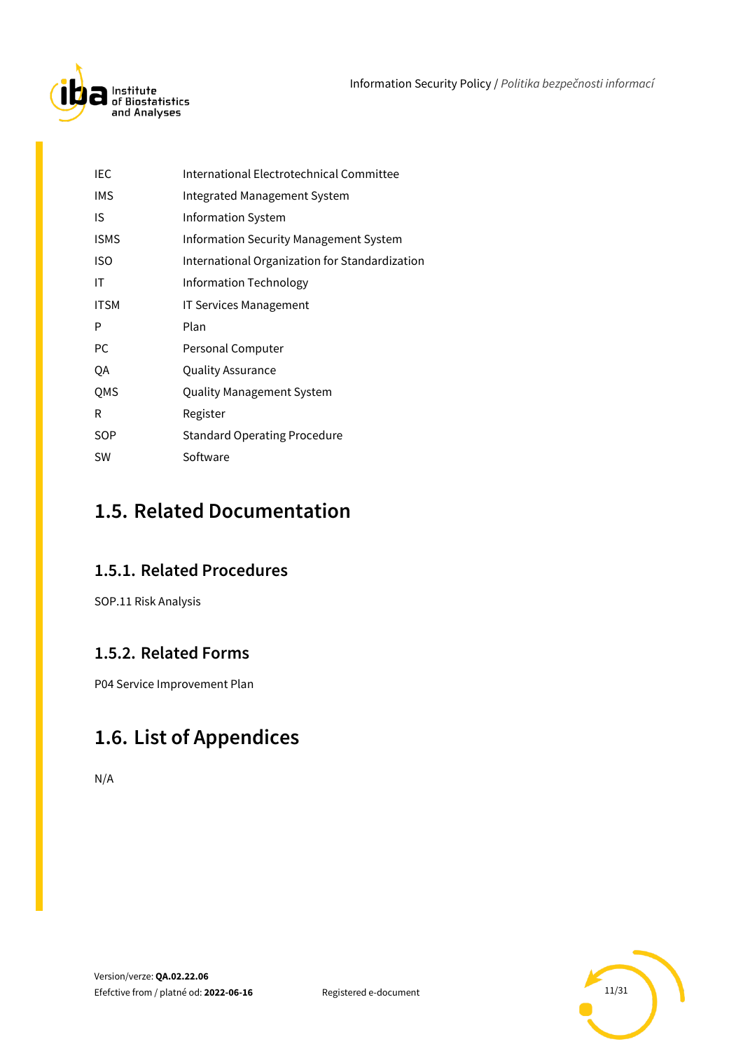| | |
|---|---|
| IEC | International Electrotechnical Committee |
| IMS | Integrated Management System |
| IS | Information System |
| ISMS | Information Security Management System |
| ISO | International Organization for Standardization |
| IT | Information Technology |
| ITSM | IT Services Management |
| P | Plan |
| PC | Personal Computer |
| QA | Quality Assurance |
| QMS | Quality Management System |
| R | Register |
| SOP | Standard Operating Procedure |
| SW | Software |

## 1.5. Related Documentation

### 1.5.1. Related Procedures

SOP.11 Risk Analysis

### 1.5.2. Related Forms

P04 Service Improvement Plan

## 1.6. List of Appendices

N/A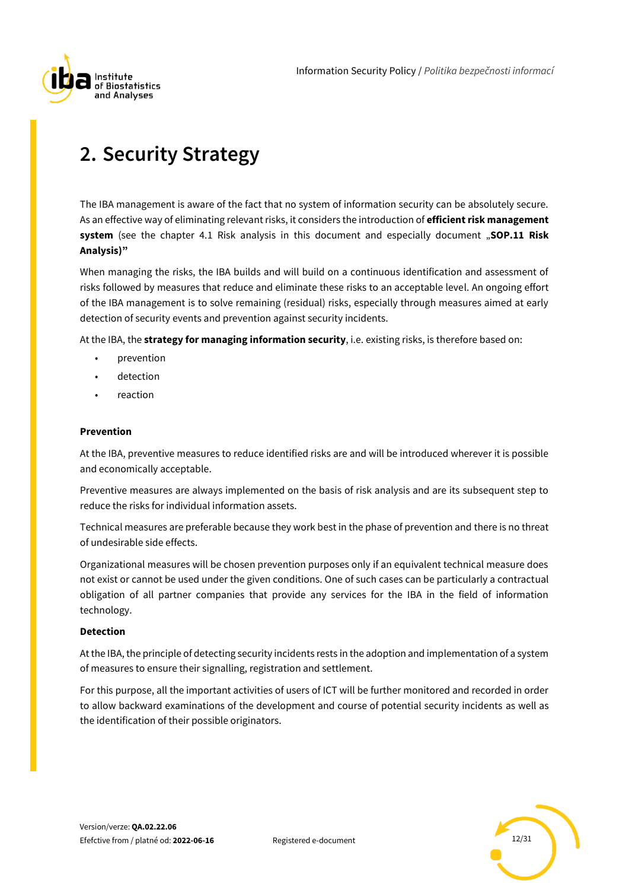# 2. Security Strategy

The IBA management is aware of the fact that no system of information security can be absolutely secure. As an effective way of eliminating relevant risks, it considers the introduction of **efficient risk management system** (see the chapter 4.1 Risk analysis in this document and especially document „**SOP.11 Risk Analysis)"**

When managing the risks, the IBA builds and will build on a continuous identification and assessment of risks followed by measures that reduce and eliminate these risks to an acceptable level. An ongoing effort of the IBA management is to solve remaining (residual) risks, especially through measures aimed at early detection of security events and prevention against security incidents.

At the IBA, the **strategy for managing information security**, i.e. existing risks, is therefore based on:

- prevention
- detection
- reaction

**Prevention**

At the IBA, preventive measures to reduce identified risks are and will be introduced wherever it is possible and economically acceptable.

Preventive measures are always implemented on the basis of risk analysis and are its subsequent step to reduce the risks for individual information assets.

Technical measures are preferable because they work best in the phase of prevention and there is no threat of undesirable side effects.

Organizational measures will be chosen prevention purposes only if an equivalent technical measure does not exist or cannot be used under the given conditions. One of such cases can be particularly a contractual obligation of all partner companies that provide any services for the IBA in the field of information technology.

**Detection**

At the IBA, the principle of detecting security incidents rests in the adoption and implementation of a system of measures to ensure their signalling, registration and settlement.

For this purpose, all the important activities of users of ICT will be further monitored and recorded in order to allow backward examinations of the development and course of potential security incidents as well as the identification of their possible originators.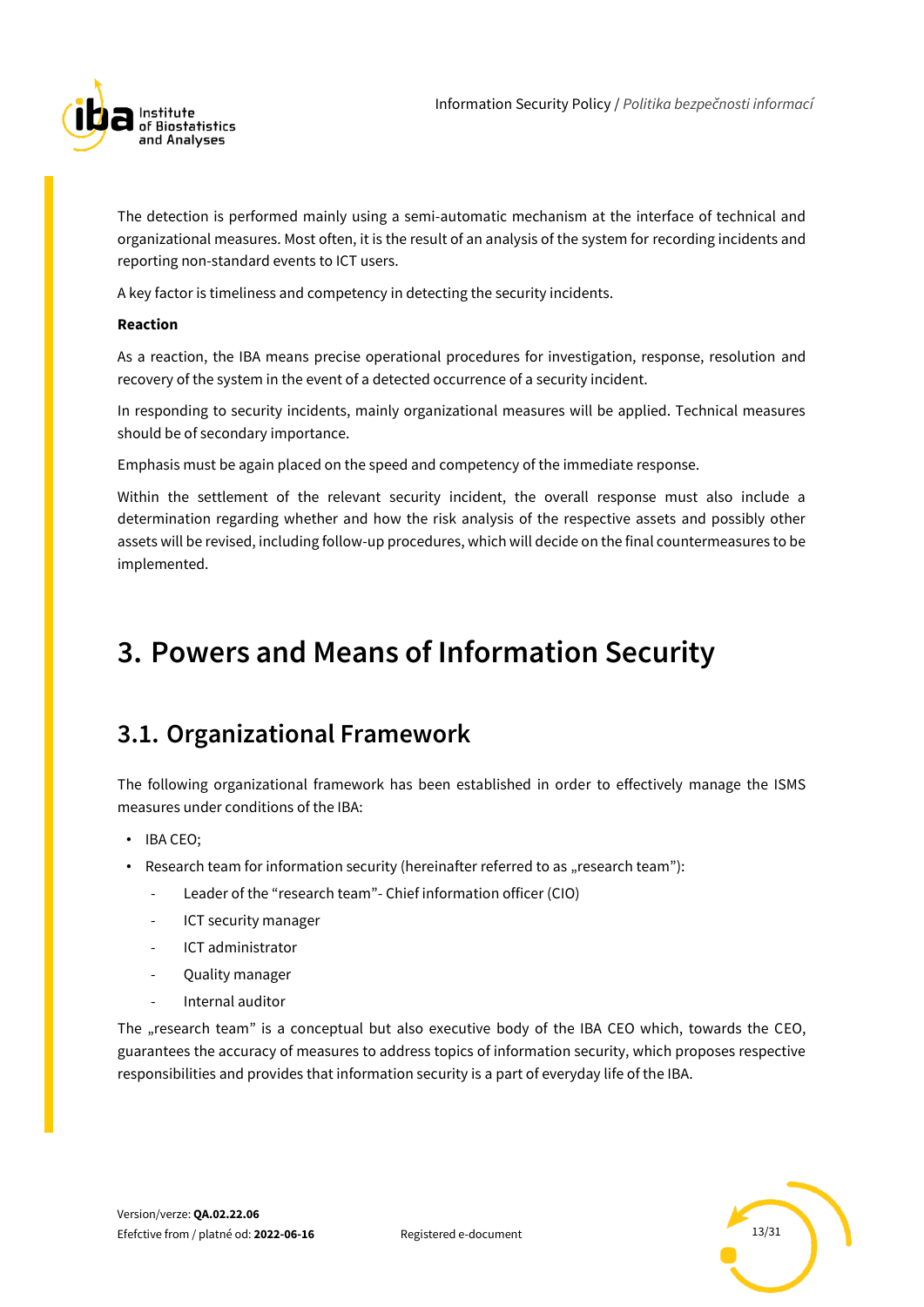The detection is performed mainly using a semi-automatic mechanism at the interface of technical and organizational measures. Most often, it is the result of an analysis of the system for recording incidents and reporting non-standard events to ICT users.

A key factor is timeliness and competency in detecting the security incidents.

**Reaction**

As a reaction, the IBA means precise operational procedures for investigation, response, resolution and recovery of the system in the event of a detected occurrence of a security incident.

In responding to security incidents, mainly organizational measures will be applied. Technical measures should be of secondary importance.

Emphasis must be again placed on the speed and competency of the immediate response.

Within the settlement of the relevant security incident, the overall response must also include a determination regarding whether and how the risk analysis of the respective assets and possibly other assets will be revised, including follow-up procedures, which will decide on the final countermeasures to be implemented.

# 3. Powers and Means of Information Security

## 3.1. Organizational Framework

The following organizational framework has been established in order to effectively manage the ISMS measures under conditions of the IBA:

- IBA CEO;
- Research team for information security (hereinafter referred to as „research team"):
  - Leader of the "research team"- Chief information officer (CIO)
  - ICT security manager
  - ICT administrator
  - Quality manager
  - Internal auditor

The „research team" is a conceptual but also executive body of the IBA CEO which, towards the CEO, guarantees the accuracy of measures to address topics of information security, which proposes respective responsibilities and provides that information security is a part of everyday life of the IBA.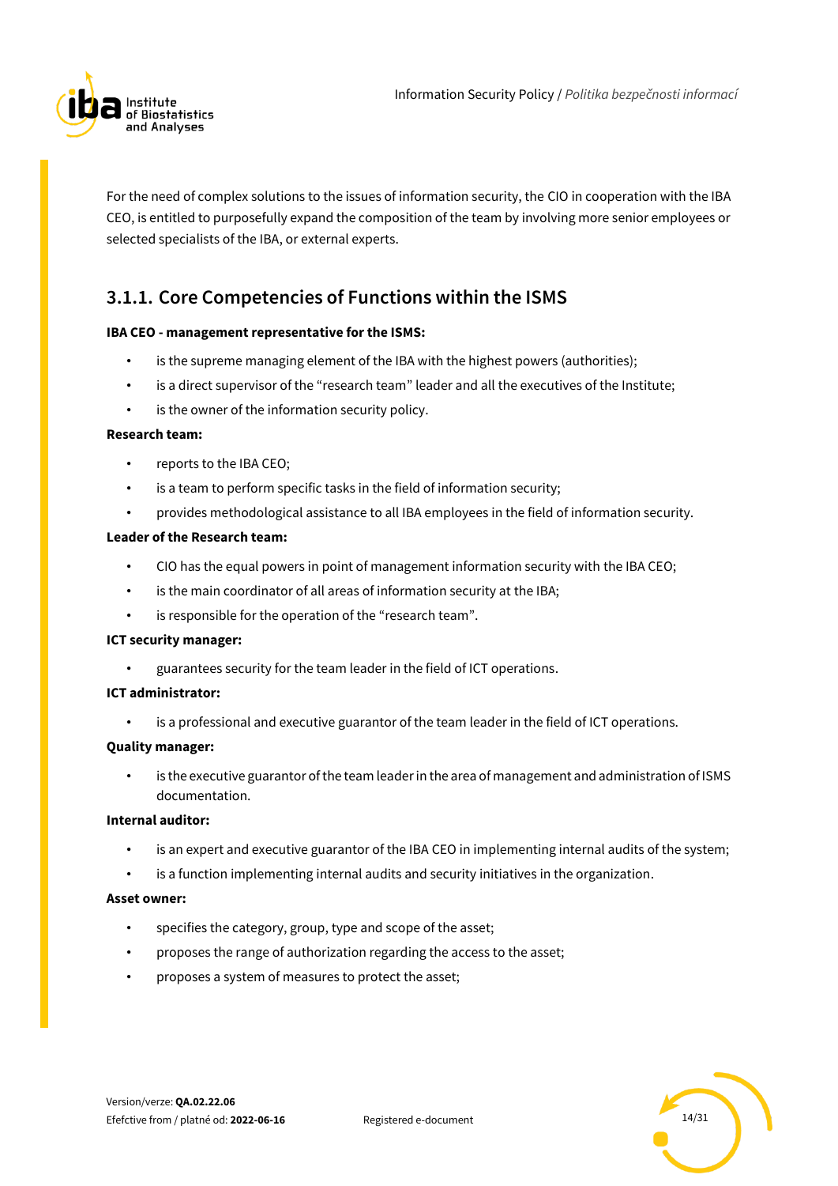For the need of complex solutions to the issues of information security, the CIO in cooperation with the IBA CEO, is entitled to purposefully expand the composition of the team by involving more senior employees or selected specialists of the IBA, or external experts.

### 3.1.1. Core Competencies of Functions within the ISMS

**IBA CEO - management representative for the ISMS:**

- is the supreme managing element of the IBA with the highest powers (authorities);
- is a direct supervisor of the "research team" leader and all the executives of the Institute;
- is the owner of the information security policy.

**Research team:**

- reports to the IBA CEO;
- is a team to perform specific tasks in the field of information security;
- provides methodological assistance to all IBA employees in the field of information security.

**Leader of the Research team:**

- CIO has the equal powers in point of management information security with the IBA CEO;
- is the main coordinator of all areas of information security at the IBA;
- is responsible for the operation of the "research team".

**ICT security manager:**

- guarantees security for the team leader in the field of ICT operations.

**ICT administrator:**

- is a professional and executive guarantor of the team leader in the field of ICT operations.

**Quality manager:**

- is the executive guarantor of the team leader in the area of management and administration of ISMS documentation.

**Internal auditor:**

- is an expert and executive guarantor of the IBA CEO in implementing internal audits of the system;
- is a function implementing internal audits and security initiatives in the organization.

**Asset owner:**

- specifies the category, group, type and scope of the asset;
- proposes the range of authorization regarding the access to the asset;
- proposes a system of measures to protect the asset;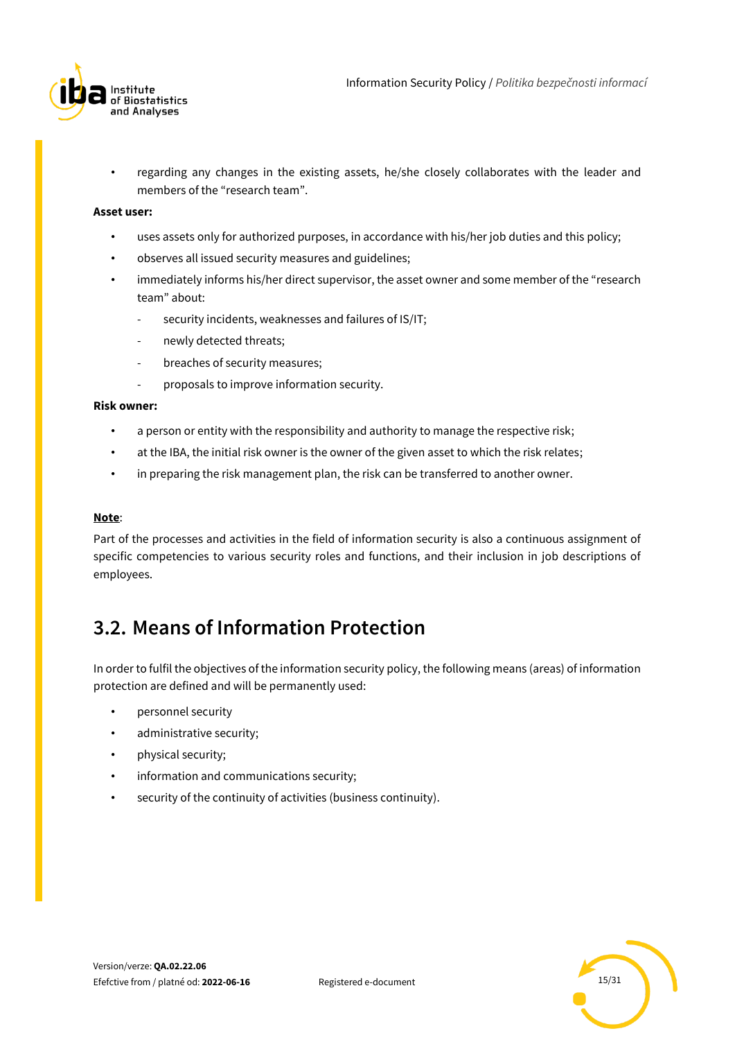- regarding any changes in the existing assets, he/she closely collaborates with the leader and members of the “research team”.

**Asset user:**

- uses assets only for authorized purposes, in accordance with his/her job duties and this policy;
- observes all issued security measures and guidelines;
- immediately informs his/her direct supervisor, the asset owner and some member of the “research team” about:
    - security incidents, weaknesses and failures of IS/IT;
    - newly detected threats;
    - breaches of security measures;
    - proposals to improve information security.

**Risk owner:**

- a person or entity with the responsibility and authority to manage the respective risk;
- at the IBA, the initial risk owner is the owner of the given asset to which the risk relates;
- in preparing the risk management plan, the risk can be transferred to another owner.

**Note**:

Part of the processes and activities in the field of information security is also a continuous assignment of specific competencies to various security roles and functions, and their inclusion in job descriptions of employees.

## 3.2. Means of Information Protection

In order to fulfil the objectives of the information security policy, the following means (areas) of information protection are defined and will be permanently used:

- personnel security
- administrative security;
- physical security;
- information and communications security;
- security of the continuity of activities (business continuity).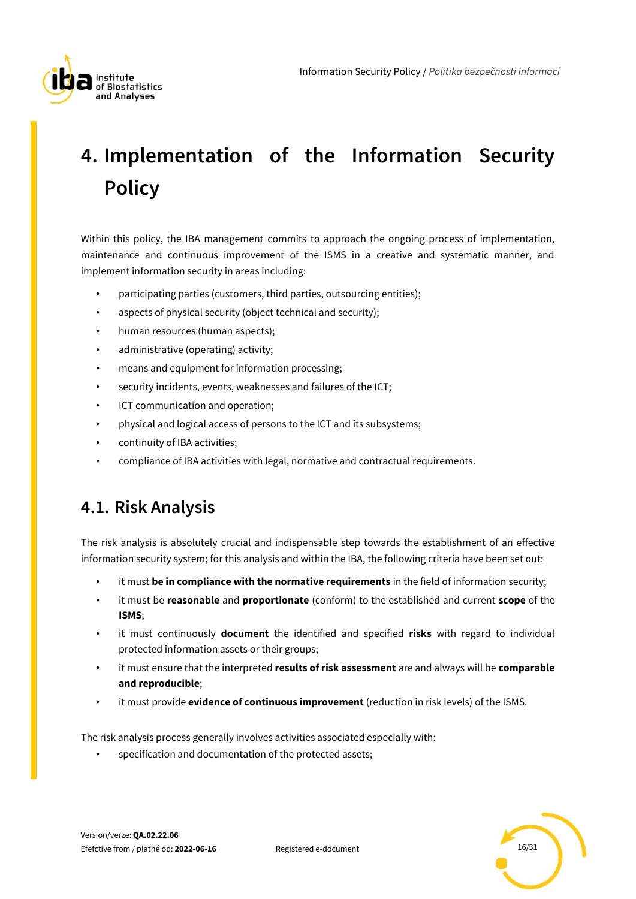# 4. Implementation of the Information Security Policy

Within this policy, the IBA management commits to approach the ongoing process of implementation, maintenance and continuous improvement of the ISMS in a creative and systematic manner, and implement information security in areas including:

- participating parties (customers, third parties, outsourcing entities);
- aspects of physical security (object technical and security);
- human resources (human aspects);
- administrative (operating) activity;
- means and equipment for information processing;
- security incidents, events, weaknesses and failures of the ICT;
- ICT communication and operation;
- physical and logical access of persons to the ICT and its subsystems;
- continuity of IBA activities;
- compliance of IBA activities with legal, normative and contractual requirements.

## 4.1. Risk Analysis

The risk analysis is absolutely crucial and indispensable step towards the establishment of an effective information security system; for this analysis and within the IBA, the following criteria have been set out:

- it must **be in compliance with the normative requirements** in the field of information security;
- it must be **reasonable** and **proportionate** (conform) to the established and current **scope** of the **ISMS**;
- it must continuously **document** the identified and specified **risks** with regard to individual protected information assets or their groups;
- it must ensure that the interpreted **results of risk assessment** are and always will be **comparable and reproducible**;
- it must provide **evidence of continuous improvement** (reduction in risk levels) of the ISMS.

The risk analysis process generally involves activities associated especially with:

- specification and documentation of the protected assets;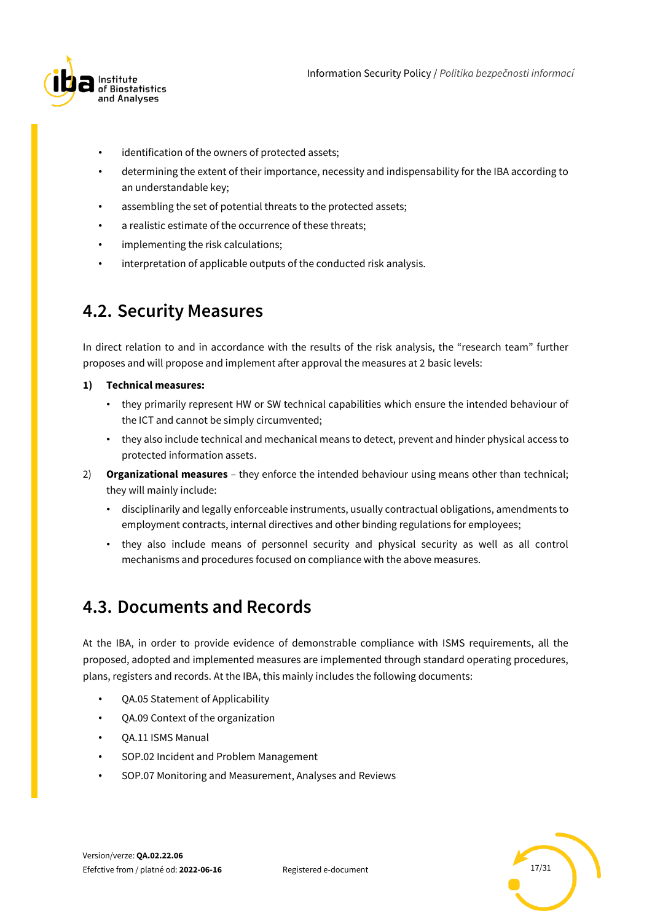- identification of the owners of protected assets;
- determining the extent of their importance, necessity and indispensability for the IBA according to an understandable key;
- assembling the set of potential threats to the protected assets;
- a realistic estimate of the occurrence of these threats;
- implementing the risk calculations;
- interpretation of applicable outputs of the conducted risk analysis.

## 4.2. Security Measures

In direct relation to and in accordance with the results of the risk analysis, the "research team" further proposes and will propose and implement after approval the measures at 2 basic levels:

1) **Technical measures:**
   - they primarily represent HW or SW technical capabilities which ensure the intended behaviour of the ICT and cannot be simply circumvented;
   - they also include technical and mechanical means to detect, prevent and hinder physical access to protected information assets.
2) **Organizational measures** – they enforce the intended behaviour using means other than technical; they will mainly include:
   - disciplinarily and legally enforceable instruments, usually contractual obligations, amendments to employment contracts, internal directives and other binding regulations for employees;
   - they also include means of personnel security and physical security as well as all control mechanisms and procedures focused on compliance with the above measures.

## 4.3. Documents and Records

At the IBA, in order to provide evidence of demonstrable compliance with ISMS requirements, all the proposed, adopted and implemented measures are implemented through standard operating procedures, plans, registers and records. At the IBA, this mainly includes the following documents:

- QA.05 Statement of Applicability
- QA.09 Context of the organization
- QA.11 ISMS Manual
- SOP.02 Incident and Problem Management
- SOP.07 Monitoring and Measurement, Analyses and Reviews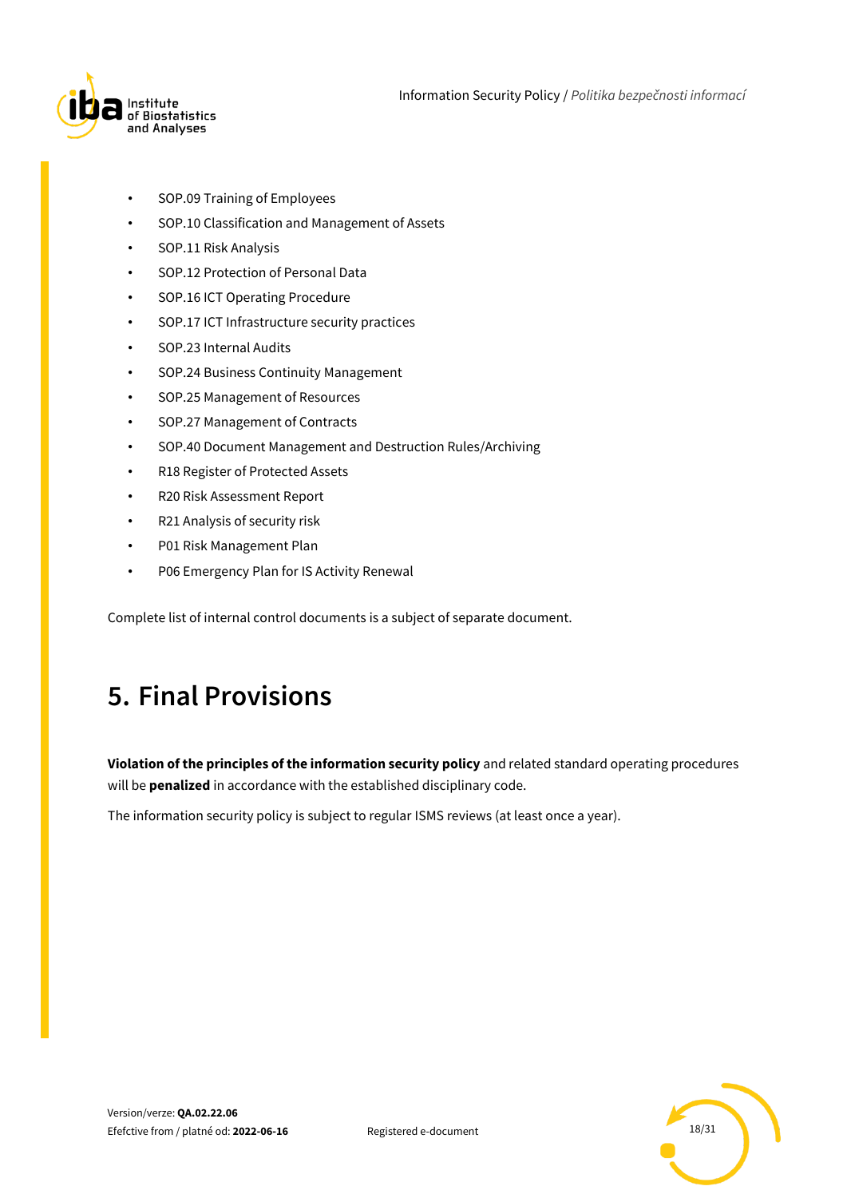- SOP.09 Training of Employees
- SOP.10 Classification and Management of Assets
- SOP.11 Risk Analysis
- SOP.12 Protection of Personal Data
- SOP.16 ICT Operating Procedure
- SOP.17 ICT Infrastructure security practices
- SOP.23 Internal Audits
- SOP.24 Business Continuity Management
- SOP.25 Management of Resources
- SOP.27 Management of Contracts
- SOP.40 Document Management and Destruction Rules/Archiving
- R18 Register of Protected Assets
- R20 Risk Assessment Report
- R21 Analysis of security risk
- P01 Risk Management Plan
- P06 Emergency Plan for IS Activity Renewal

Complete list of internal control documents is a subject of separate document.

# 5. Final Provisions

**Violation of the principles of the information security policy** and related standard operating procedures will be **penalized** in accordance with the established disciplinary code.

The information security policy is subject to regular ISMS reviews (at least once a year).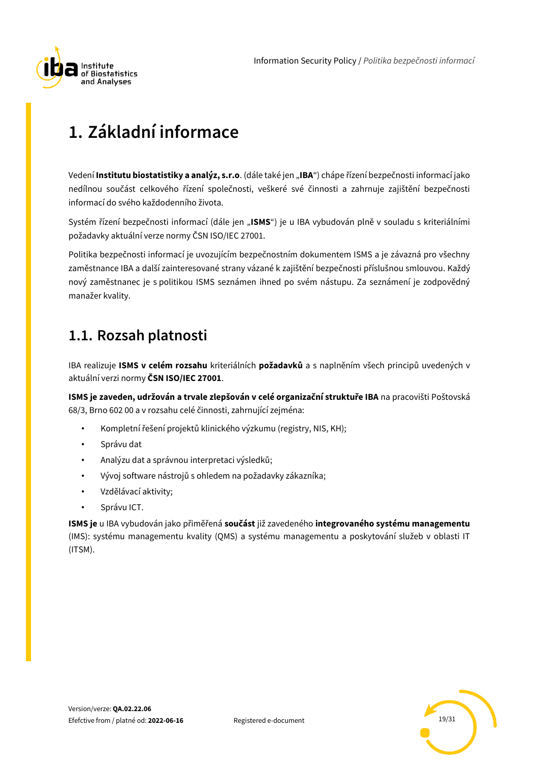# 1. Základní informace

Vedení **Institutu biostatistiky a analýz, s.r.o**. (dále také jen „**IBA**") chápe řízení bezpečnosti informací jako nedílnou součást celkového řízení společnosti, veškeré své činnosti a zahrnuje zajištění bezpečnosti informací do svého každodenního života.

Systém řízení bezpečnosti informací (dále jen „**ISMS**") je u IBA vybudován plně v souladu s kriteriálními požadavky aktuální verze normy ČSN ISO/IEC 27001.

Politika bezpečnosti informací je uvozujícím bezpečnostním dokumentem ISMS a je závazná pro všechny zaměstnance IBA a další zainteresované strany vázané k zajištění bezpečnosti příslušnou smlouvou. Každý nový zaměstnanec je s politikou ISMS seznámen ihned po svém nástupu. Za seznámení je zodpovědný manažer kvality.

## 1.1. Rozsah platnosti

IBA realizuje **ISMS v celém rozsahu** kriteriálních **požadavků** a s naplněním všech principů uvedených v aktuální verzi normy **ČSN ISO/IEC 27001**.

**ISMS je zaveden, udržován a trvale zlepšován v celé organizační struktuře IBA** na pracovišti Poštovská 68/3, Brno 602 00 a v rozsahu celé činnosti, zahrnující zejména:

- Kompletní řešení projektů klinického výzkumu (registry, NIS, KH);
- Správu dat
- Analýzu dat a správnou interpretaci výsledků;
- Vývoj software nástrojů s ohledem na požadavky zákazníka;
- Vzdělávací aktivity;
- Správu ICT.

**ISMS je** u IBA vybudován jako přiměřená **součást** již zavedeného **integrovaného systému managementu** (IMS): systému managementu kvality (QMS) a systému managementu a poskytování služeb v oblasti IT (ITSM).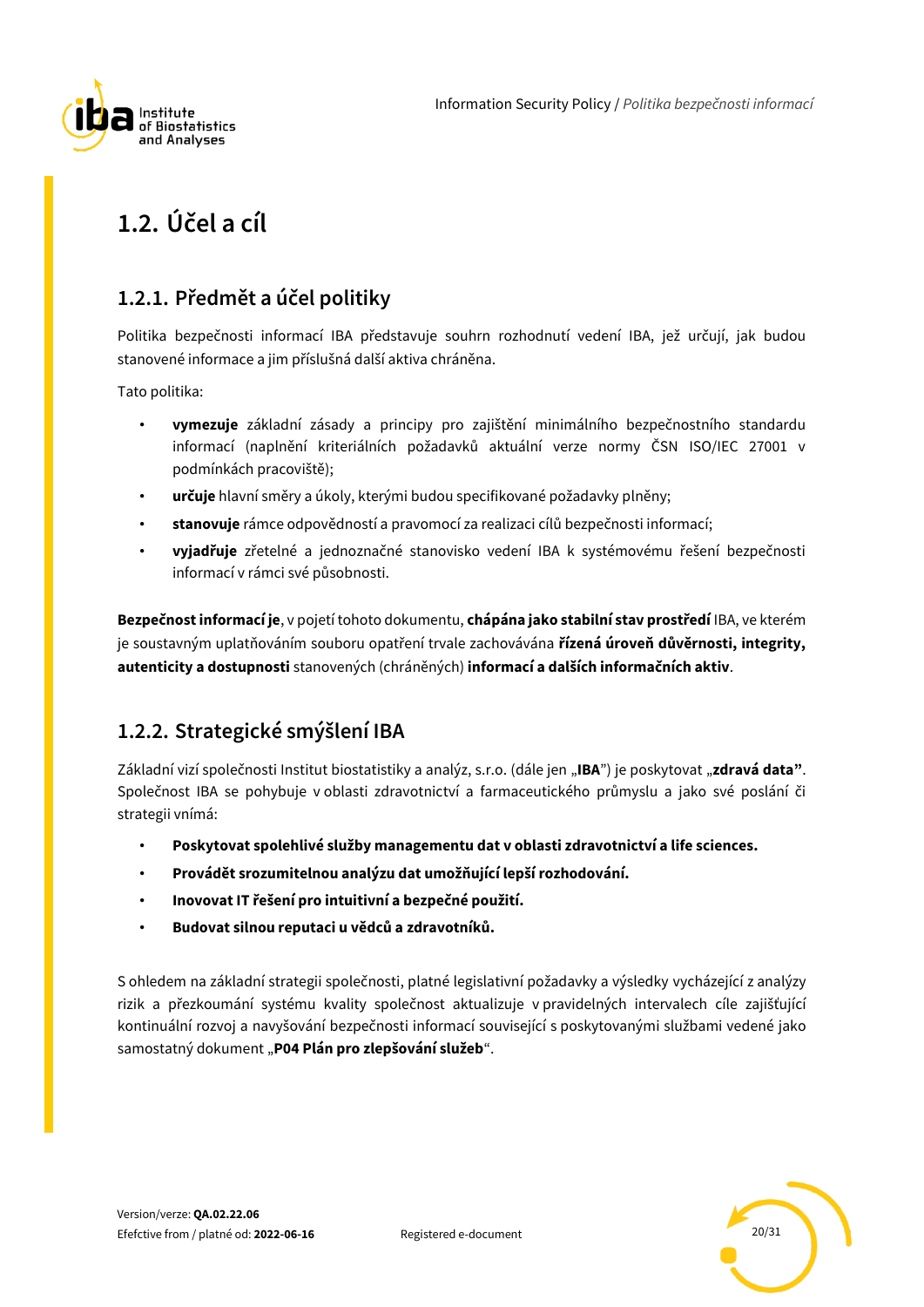## 1.2. Účel a cíl

### 1.2.1. Předmět a účel politiky

Politika bezpečnosti informací IBA představuje souhrn rozhodnutí vedení IBA, jež určují, jak budou stanovené informace a jim příslušná další aktiva chráněna.

Tato politika:

- **vymezuje** základní zásady a principy pro zajištění minimálního bezpečnostního standardu informací (naplnění kriteriálních požadavků aktuální verze normy ČSN ISO/IEC 27001 v podmínkách pracoviště);
- **určuje** hlavní směry a úkoly, kterými budou specifikované požadavky plněny;
- **stanovuje** rámce odpovědností a pravomocí za realizaci cílů bezpečnosti informací;
- **vyjadřuje** zřetelné a jednoznačné stanovisko vedení IBA k systémovému řešení bezpečnosti informací v rámci své působnosti.

**Bezpečnost informací je**, v pojetí tohoto dokumentu, **chápána jako stabilní stav prostředí** IBA, ve kterém je soustavným uplatňováním souboru opatření trvale zachovávána **řízená úroveň důvěrnosti, integrity, autenticity a dostupnosti** stanovených (chráněných) **informací a dalších informačních aktiv**.

### 1.2.2. Strategické smýšlení IBA

Základní vizí společnosti Institut biostatistiky a analýz, s.r.o. (dále jen „**IBA**") je poskytovat „**zdravá data"**. Společnost IBA se pohybuje v oblasti zdravotnictví a farmaceutického průmyslu a jako své poslání či strategii vnímá:

- **Poskytovat spolehlivé služby managementu dat v oblasti zdravotnictví a life sciences.**
- **Provádět srozumitelnou analýzu dat umožňující lepší rozhodování.**
- **Inovovat IT řešení pro intuitivní a bezpečné použití.**
- **Budovat silnou reputaci u vědců a zdravotníků.**

S ohledem na základní strategii společnosti, platné legislativní požadavky a výsledky vycházející z analýzy rizik a přezkoumání systému kvality společnost aktualizuje v pravidelných intervalech cíle zajišťující kontinuální rozvoj a navyšování bezpečnosti informací související s poskytovanými službami vedené jako samostatný dokument „**P04 Plán pro zlepšování služeb**".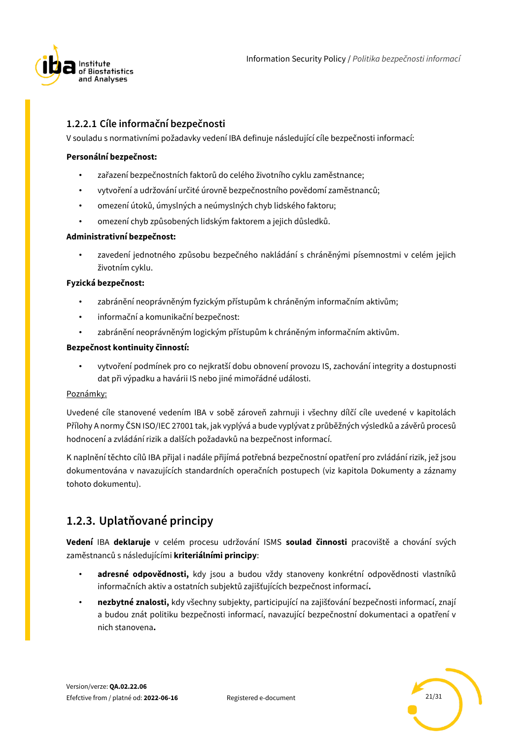### 1.2.2.1 Cíle informační bezpečnosti

V souladu s normativními požadavky vedení IBA definuje následující cíle bezpečnosti informací:

**Personální bezpečnost:**

- zařazení bezpečnostních faktorů do celého životního cyklu zaměstnance;
- vytvoření a udržování určité úrovně bezpečnostního povědomí zaměstnanců;
- omezení útoků, úmyslných a neúmyslných chyb lidského faktoru;
- omezení chyb způsobených lidským faktorem a jejich důsledků.

**Administrativní bezpečnost:**

- zavedení jednotného způsobu bezpečného nakládání s chráněnými písemnostmi v celém jejich životním cyklu.

**Fyzická bezpečnost:**

- zabránění neoprávněným fyzickým přístupům k chráněným informačním aktivům;
- informační a komunikační bezpečnost:
- zabránění neoprávněným logickým přístupům k chráněným informačním aktivům.

**Bezpečnost kontinuity činností:**

- vytvoření podmínek pro co nejkratší dobu obnovení provozu IS, zachování integrity a dostupnosti dat při výpadku a havárii IS nebo jiné mimořádné události.

Poznámky:

Uvedené cíle stanovené vedením IBA v sobě zároveň zahrnuji i všechny dílčí cíle uvedené v kapitolách Přílohy A normy ČSN ISO/IEC 27001 tak, jak vyplývá a bude vyplývat z průběžných výsledků a závěrů procesů hodnocení a zvládání rizik a dalších požadavků na bezpečnost informací.

K naplnění těchto cílů IBA přijal i nadále přijímá potřebná bezpečnostní opatření pro zvládání rizik, jež jsou dokumentována v navazujících standardních operačních postupech (viz kapitola Dokumenty a záznamy tohoto dokumentu).

## 1.2.3. Uplatňované principy

**Vedení** IBA **deklaruje** v celém procesu udržování ISMS **soulad činnosti** pracoviště a chování svých zaměstnanců s následujícími **kriteriálními principy**:

- **adresné odpovědnosti,** kdy jsou a budou vždy stanoveny konkrétní odpovědnosti vlastníků informačních aktiv a ostatních subjektů zajišťujících bezpečnost informací**.**
- **nezbytné znalosti,** kdy všechny subjekty, participující na zajišťování bezpečnosti informací, znají a budou znát politiku bezpečnosti informací, navazující bezpečnostní dokumentaci a opatření v nich stanovena**.**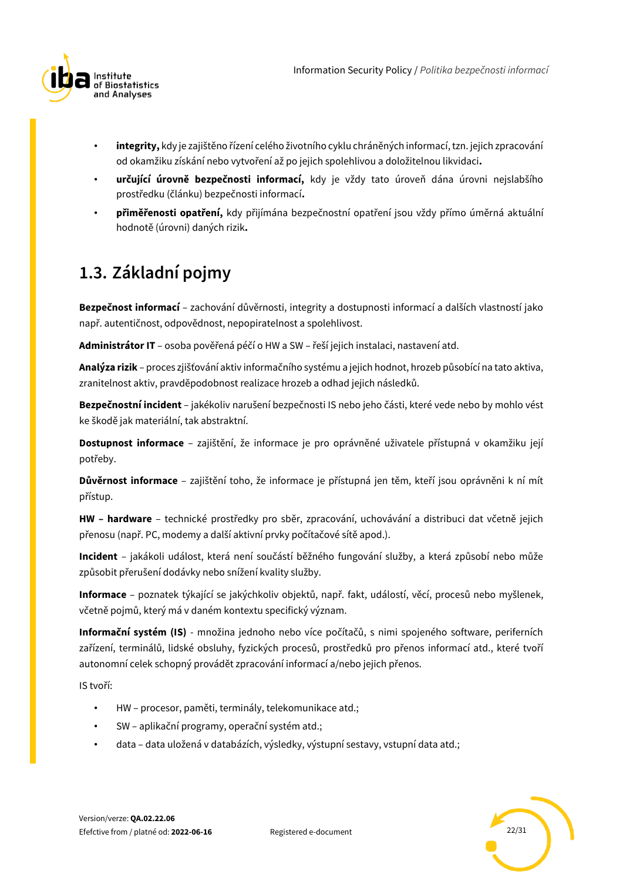- **integrity,** kdy je zajištěno řízení celého životního cyklu chráněných informací, tzn. jejich zpracování od okamžiku získání nebo vytvoření až po jejich spolehlivou a doložitelnou likvidaci**.**
- **určující úrovně bezpečnosti informací,** kdy je vždy tato úroveň dána úrovni nejslabšího prostředku (článku) bezpečnosti informací**.**
- **přiměřenosti opatření,** kdy přijímána bezpečnostní opatření jsou vždy přímo úměrná aktuální hodnotě (úrovni) daných rizik**.**

## 1.3. Základní pojmy

**Bezpečnost informací** – zachování důvěrnosti, integrity a dostupnosti informací a dalších vlastností jako např. autentičnost, odpovědnost, nepopiratelnost a spolehlivost.

**Administrátor IT** – osoba pověřená péčí o HW a SW – řeší jejich instalaci, nastavení atd.

**Analýza rizik** – proces zjišťování aktiv informačního systému a jejich hodnot, hrozeb působící na tato aktiva, zranitelnost aktiv, pravděpodobnost realizace hrozeb a odhad jejich následků.

**Bezpečnostní incident** – jakékoliv narušení bezpečnosti IS nebo jeho části, které vede nebo by mohlo vést ke škodě jak materiální, tak abstraktní.

**Dostupnost informace** – zajištění, že informace je pro oprávněné uživatele přístupná v okamžiku její potřeby.

**Důvěrnost informace** – zajištění toho, že informace je přístupná jen těm, kteří jsou oprávněni k ní mít přístup.

**HW – hardware** – technické prostředky pro sběr, zpracování, uchovávání a distribuci dat včetně jejich přenosu (např. PC, modemy a další aktivní prvky počítačové sítě apod.).

**Incident** – jakákoli událost, která není součástí běžného fungování služby, a která způsobí nebo může způsobit přerušení dodávky nebo snížení kvality služby.

**Informace** – poznatek týkající se jakýchkoliv objektů, např. fakt, událostí, věcí, procesů nebo myšlenek, včetně pojmů, který má v daném kontextu specifický význam.

**Informační systém (IS)** - množina jednoho nebo více počítačů, s nimi spojeného software, periferních zařízení, terminálů, lidské obsluhy, fyzických procesů, prostředků pro přenos informací atd., které tvoří autonomní celek schopný provádět zpracování informací a/nebo jejich přenos.

IS tvoří:

- HW – procesor, paměti, terminály, telekomunikace atd.;
- SW – aplikační programy, operační systém atd.;
- data – data uložená v databázích, výsledky, výstupní sestavy, vstupní data atd.;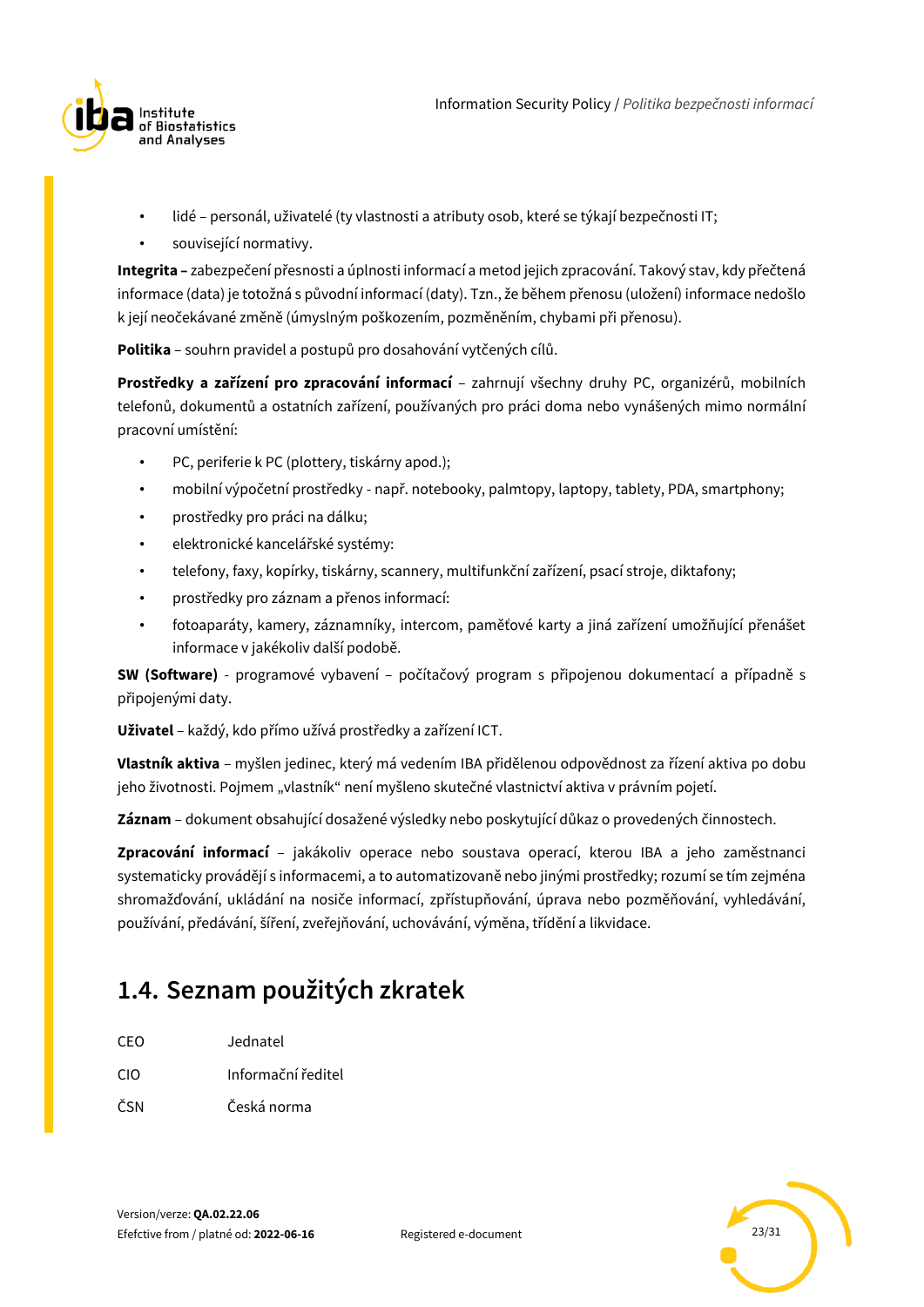- lidé – personál, uživatelé (ty vlastnosti a atributy osob, které se týkají bezpečnosti IT;
- související normativy.

**Integrita –** zabezpečení přesnosti a úplnosti informací a metod jejich zpracování. Takový stav, kdy přečtená informace (data) je totožná s původní informací (daty). Tzn., že během přenosu (uložení) informace nedošlo k její neočekávané změně (úmyslným poškozením, pozměněním, chybami při přenosu).

**Politika** – souhrn pravidel a postupů pro dosahování vytčených cílů.

**Prostředky a zařízení pro zpracování informací** – zahrnují všechny druhy PC, organizérů, mobilních telefonů, dokumentů a ostatních zařízení, používaných pro práci doma nebo vynášených mimo normální pracovní umístění:

- PC, periferie k PC (plottery, tiskárny apod.);
- mobilní výpočetní prostředky - např. notebooky, palmtopy, laptopy, tablety, PDA, smartphony;
- prostředky pro práci na dálku;
- elektronické kancelářské systémy:
- telefony, faxy, kopírky, tiskárny, scannery, multifunkční zařízení, psací stroje, diktafony;
- prostředky pro záznam a přenos informací:
- fotoaparáty, kamery, záznamníky, intercom, paměťové karty a jiná zařízení umožňující přenášet informace v jakékoliv další podobě.

**SW (Software)** - programové vybavení – počítačový program s připojenou dokumentací a případně s připojenými daty.

**Uživatel** – každý, kdo přímo užívá prostředky a zařízení ICT.

**Vlastník aktiva** – myšlen jedinec, který má vedením IBA přidělenou odpovědnost za řízení aktiva po dobu jeho životnosti. Pojmem „vlastník" není myšleno skutečné vlastnictví aktiva v právním pojetí.

**Záznam** – dokument obsahující dosažené výsledky nebo poskytující důkaz o provedených činnostech.

**Zpracování informací** – jakákoliv operace nebo soustava operací, kterou IBA a jeho zaměstnanci systematicky provádějí s informacemi, a to automatizovaně nebo jinými prostředky; rozumí se tím zejména shromažďování, ukládání na nosiče informací, zpřístupňování, úprava nebo pozměňování, vyhledávání, používání, předávání, šíření, zveřejňování, uchovávání, výměna, třídění a likvidace.

## 1.4. Seznam použitých zkratek

| | |
|---|---|
| CEO | Jednatel |
| CIO | Informační ředitel |
| ČSN | Česká norma |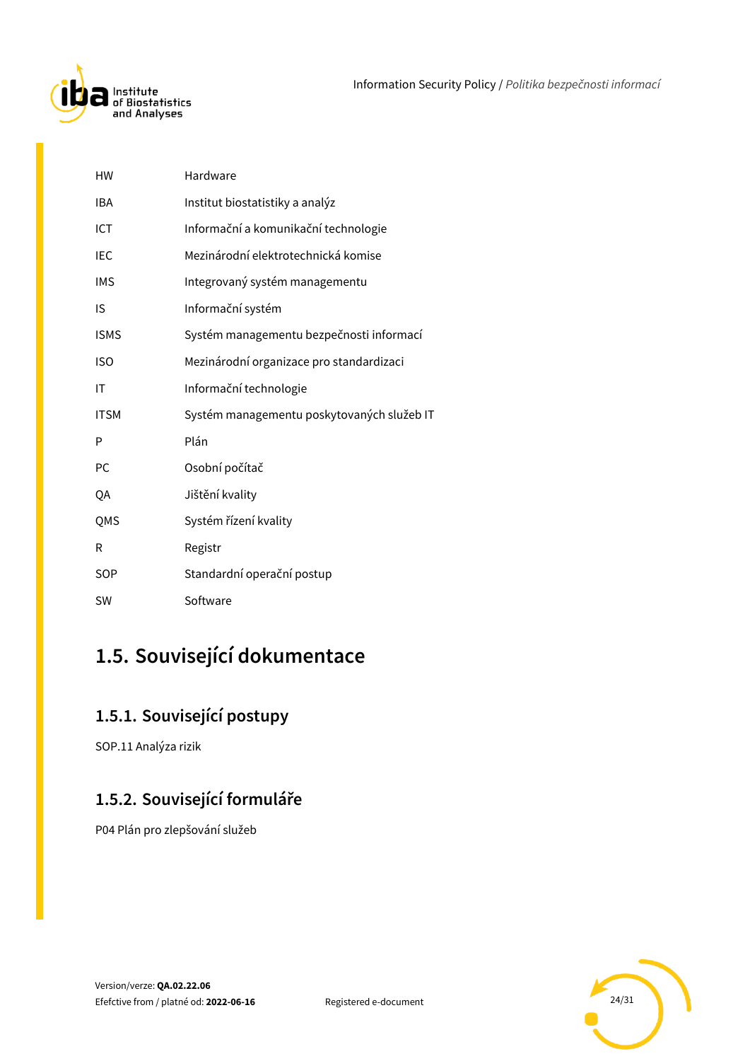| | |
|---|---|
| HW | Hardware |
| IBA | Institut biostatistiky a analýz |
| ICT | Informační a komunikační technologie |
| IEC | Mezinárodní elektrotechnická komise |
| IMS | Integrovaný systém managementu |
| IS | Informační systém |
| ISMS | Systém managementu bezpečnosti informací |
| ISO | Mezinárodní organizace pro standardizaci |
| IT | Informační technologie |
| ITSM | Systém managementu poskytovaných služeb IT |
| P | Plán |
| PC | Osobní počítač |
| QA | Jištění kvality |
| QMS | Systém řízení kvality |
| R | Registr |
| SOP | Standardní operační postup |
| SW | Software |

## 1.5. Související dokumentace

### 1.5.1. Související postupy

SOP.11 Analýza rizik

### 1.5.2. Související formuláře

P04 Plán pro zlepšování služeb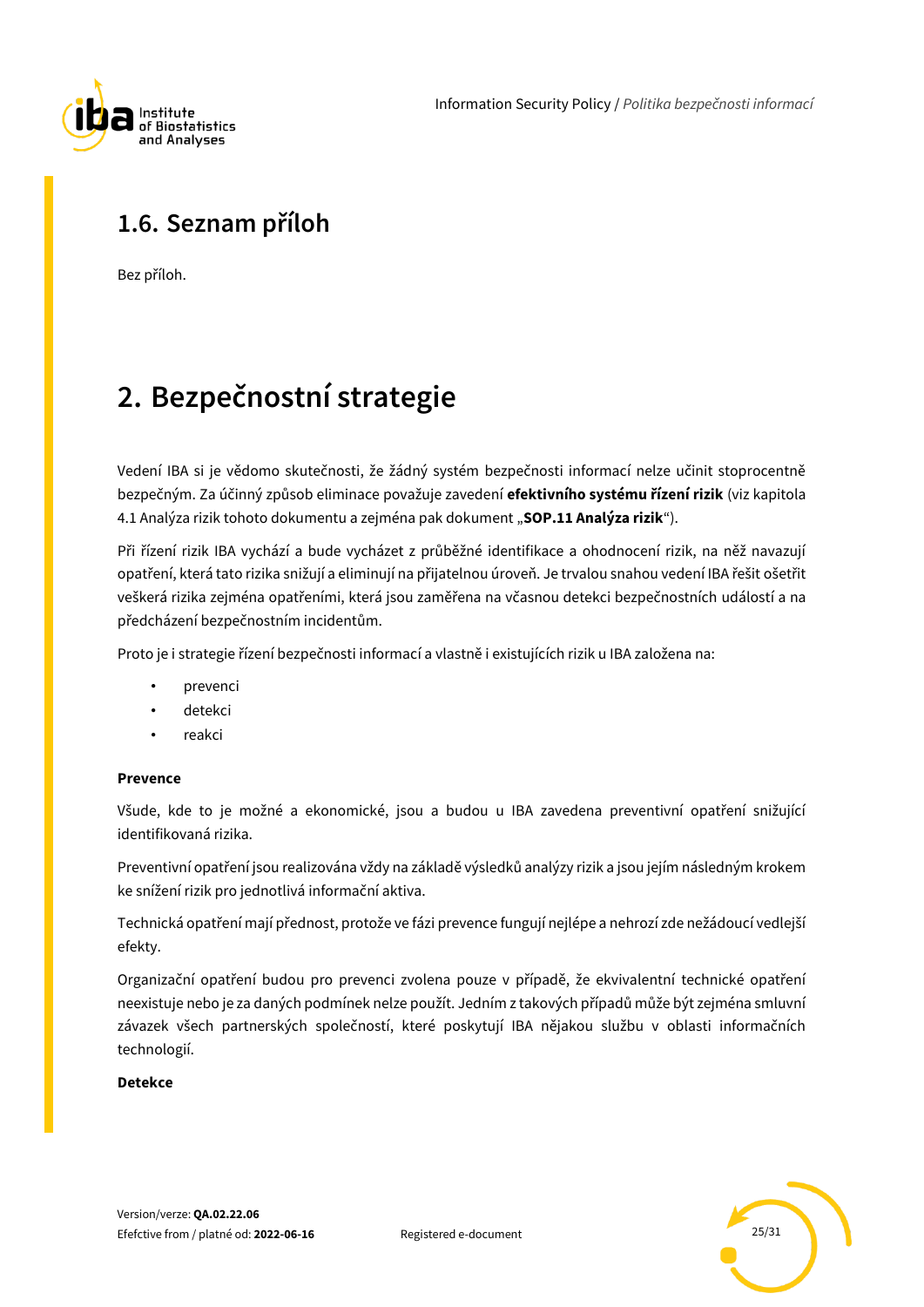## 1.6. Seznam příloh

Bez příloh.

# 2. Bezpečnostní strategie

Vedení IBA si je vědomo skutečnosti, že žádný systém bezpečnosti informací nelze učinit stoprocentně bezpečným. Za účinný způsob eliminace považuje zavedení **efektivního systému řízení rizik** (viz kapitola 4.1 Analýza rizik tohoto dokumentu a zejména pak dokument „**SOP.11 Analýza rizik**“).

Při řízení rizik IBA vychází a bude vycházet z průběžné identifikace a ohodnocení rizik, na něž navazují opatření, která tato rizika snižují a eliminují na přijatelnou úroveň. Je trvalou snahou vedení IBA řešit ošetřit veškerá rizika zejména opatřeními, která jsou zaměřena na včasnou detekci bezpečnostních událostí a na předcházení bezpečnostním incidentům.

Proto je i strategie řízení bezpečnosti informací a vlastně i existujících rizik u IBA založena na:

- prevenci
- detekci
- reakci

**Prevence**

Všude, kde to je možné a ekonomické, jsou a budou u IBA zavedena preventivní opatření snižující identifikovaná rizika.

Preventivní opatření jsou realizována vždy na základě výsledků analýzy rizik a jsou jejím následným krokem ke snížení rizik pro jednotlivá informační aktiva.

Technická opatření mají přednost, protože ve fázi prevence fungují nejlépe a nehrozí zde nežádoucí vedlejší efekty.

Organizační opatření budou pro prevenci zvolena pouze v případě, že ekvivalentní technické opatření neexistuje nebo je za daných podmínek nelze použít. Jedním z takových případů může být zejména smluvní závazek všech partnerských společností, které poskytují IBA nějakou službu v oblasti informačních technologií.

**Detekce**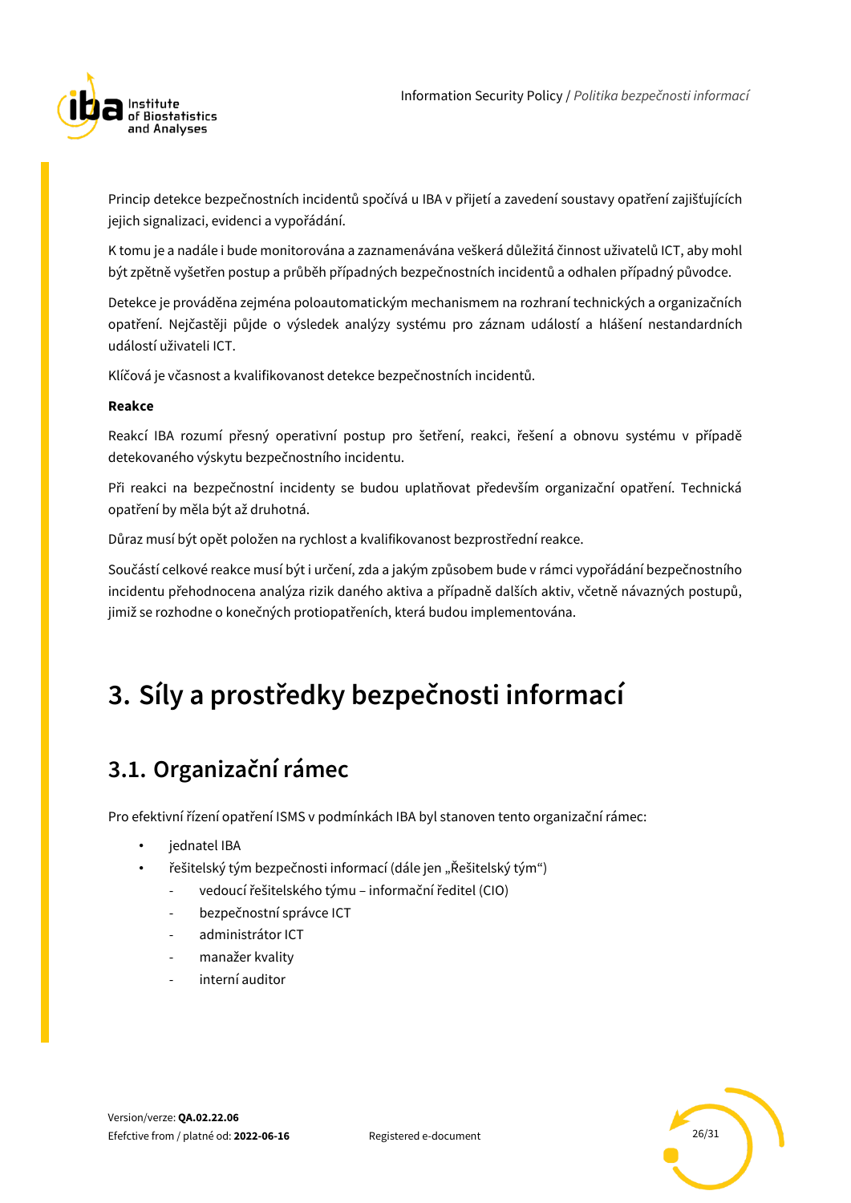Princip detekce bezpečnostních incidentů spočívá u IBA v přijetí a zavedení soustavy opatření zajišťujících jejich signalizaci, evidenci a vypořádání.

K tomu je a nadále i bude monitorována a zaznamenávána veškerá důležitá činnost uživatelů ICT, aby mohl být zpětně vyšetřen postup a průběh případných bezpečnostních incidentů a odhalen případný původce.

Detekce je prováděna zejména poloautomatickým mechanismem na rozhraní technických a organizačních opatření. Nejčastěji půjde o výsledek analýzy systému pro záznam událostí a hlášení nestandardních událostí uživateli ICT.

Klíčová je včasnost a kvalifikovanost detekce bezpečnostních incidentů.

**Reakce**

Reakcí IBA rozumí přesný operativní postup pro šetření, reakci, řešení a obnovu systému v případě detekovaného výskytu bezpečnostního incidentu.

Při reakci na bezpečnostní incidenty se budou uplatňovat především organizační opatření. Technická opatření by měla být až druhotná.

Důraz musí být opět položen na rychlost a kvalifikovanost bezprostřední reakce.

Součástí celkové reakce musí být i určení, zda a jakým způsobem bude v rámci vypořádání bezpečnostního incidentu přehodnocena analýza rizik daného aktiva a případně dalších aktiv, včetně návazných postupů, jimiž se rozhodne o konečných protiopatřeních, která budou implementována.

# 3. Síly a prostředky bezpečnosti informací

## 3.1. Organizační rámec

Pro efektivní řízení opatření ISMS v podmínkách IBA byl stanoven tento organizační rámec:

- jednatel IBA
- řešitelský tým bezpečnosti informací (dále jen „Řešitelský tým")
  - vedoucí řešitelského týmu – informační ředitel (CIO)
  - bezpečnostní správce ICT
  - administrátor ICT
  - manažer kvality
  - interní auditor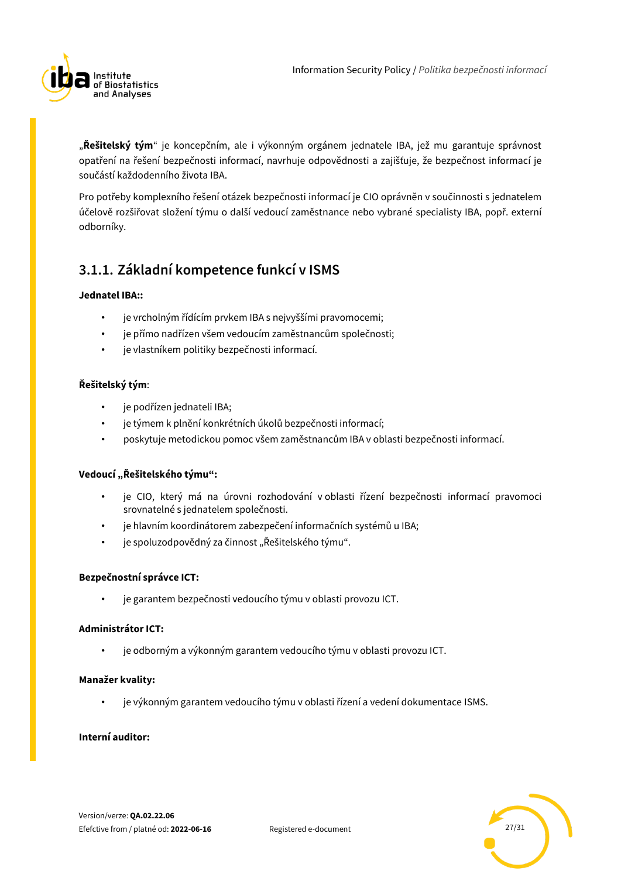„**Řešitelský tým**" je koncepčním, ale i výkonným orgánem jednatele IBA, jež mu garantuje správnost opatření na řešení bezpečnosti informací, navrhuje odpovědnosti a zajišťuje, že bezpečnost informací je součástí každodenního života IBA.

Pro potřeby komplexního řešení otázek bezpečnosti informací je CIO oprávněn v součinnosti s jednatelem účelově rozšiřovat složení týmu o další vedoucí zaměstnance nebo vybrané specialisty IBA, popř. externí odborníky.

### 3.1.1. Základní kompetence funkcí v ISMS

**Jednatel IBA::**

- je vrcholným řídícím prvkem IBA s nejvyššími pravomocemi;
- je přímo nadřízen všem vedoucím zaměstnancům společnosti;
- je vlastníkem politiky bezpečnosti informací.

**Řešitelský tým**:

- je podřízen jednateli IBA;
- je týmem k plnění konkrétních úkolů bezpečnosti informací;
- poskytuje metodickou pomoc všem zaměstnancům IBA v oblasti bezpečnosti informací.

**Vedoucí „Řešitelského týmu":**

- je CIO, který má na úrovni rozhodování v oblasti řízení bezpečnosti informací pravomoci srovnatelné s jednatelem společnosti.
- je hlavním koordinátorem zabezpečení informačních systémů u IBA;
- je spoluzodpovědný za činnost „Řešitelského týmu".

**Bezpečnostní správce ICT:**

- je garantem bezpečnosti vedoucího týmu v oblasti provozu ICT.

**Administrátor ICT:**

- je odborným a výkonným garantem vedoucího týmu v oblasti provozu ICT.

**Manažer kvality:**

- je výkonným garantem vedoucího týmu v oblasti řízení a vedení dokumentace ISMS.

**Interní auditor:**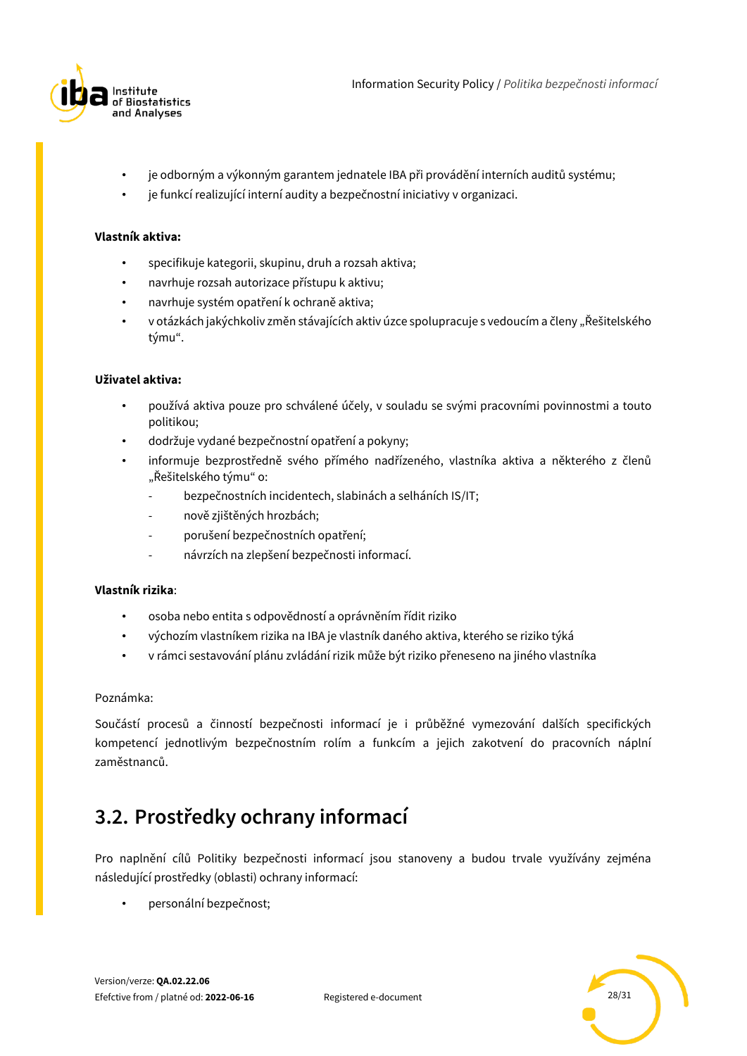- je odborným a výkonným garantem jednatele IBA při provádění interních auditů systému;
- je funkcí realizující interní audity a bezpečnostní iniciativy v organizaci.

**Vlastník aktiva:**

- specifikuje kategorii, skupinu, druh a rozsah aktiva;
- navrhuje rozsah autorizace přístupu k aktivu;
- navrhuje systém opatření k ochraně aktiva;
- v otázkách jakýchkoliv změn stávajících aktiv úzce spolupracuje s vedoucím a členy „Řešitelského týmu“.

**Uživatel aktiva:**

- používá aktiva pouze pro schválené účely, v souladu se svými pracovními povinnostmi a touto politikou;
- dodržuje vydané bezpečnostní opatření a pokyny;
- informuje bezprostředně svého přímého nadřízeného, vlastníka aktiva a některého z členů „Řešitelského týmu“ o:
  - bezpečnostních incidentech, slabinách a selháních IS/IT;
  - nově zjištěných hrozbách;
  - porušení bezpečnostních opatření;
  - návrzích na zlepšení bezpečnosti informací.

**Vlastník rizika**:

- osoba nebo entita s odpovědností a oprávněním řídit riziko
- výchozím vlastníkem rizika na IBA je vlastník daného aktiva, kterého se riziko týká
- v rámci sestavování plánu zvládání rizik může být riziko přeneseno na jiného vlastníka

Poznámka:

Součástí procesů a činností bezpečnosti informací je i průběžné vymezování dalších specifických kompetencí jednotlivým bezpečnostním rolím a funkcím a jejich zakotvení do pracovních náplní zaměstnanců.

## 3.2. Prostředky ochrany informací

Pro naplnění cílů Politiky bezpečnosti informací jsou stanoveny a budou trvale využívány zejména následující prostředky (oblasti) ochrany informací:

- personální bezpečnost;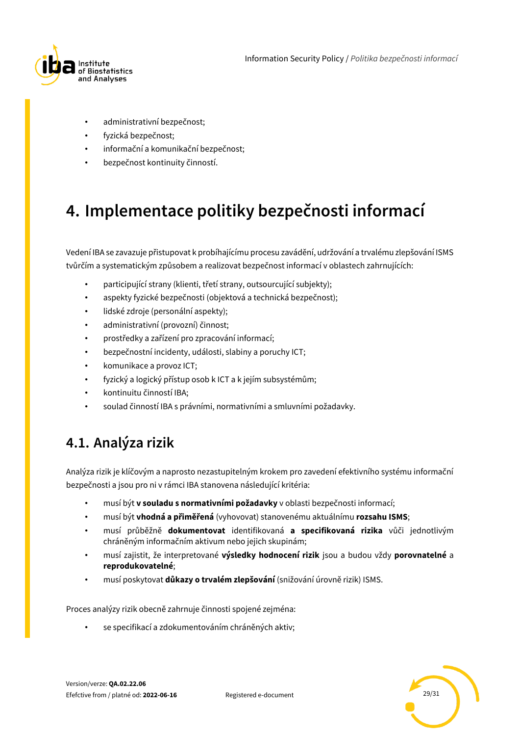- administrativní bezpečnost;
- fyzická bezpečnost;
- informační a komunikační bezpečnost;
- bezpečnost kontinuity činností.

# 4. Implementace politiky bezpečnosti informací

Vedení IBA se zavazuje přistupovat k probíhajícímu procesu zavádění, udržování a trvalému zlepšování ISMS tvůrčím a systematickým způsobem a realizovat bezpečnost informací v oblastech zahrnujících:

- participující strany (klienti, třetí strany, outsourcující subjekty);
- aspekty fyzické bezpečnosti (objektová a technická bezpečnost);
- lidské zdroje (personální aspekty);
- administrativní (provozní) činnost;
- prostředky a zařízení pro zpracování informací;
- bezpečnostní incidenty, události, slabiny a poruchy ICT;
- komunikace a provoz ICT;
- fyzický a logický přístup osob k ICT a k jejím subsystémům;
- kontinuitu činností IBA;
- soulad činností IBA s právními, normativními a smluvními požadavky.

## 4.1. Analýza rizik

Analýza rizik je klíčovým a naprosto nezastupitelným krokem pro zavedení efektivního systému informační bezpečnosti a jsou pro ni v rámci IBA stanovena následující kritéria:

- musí být **v souladu s normativními požadavky** v oblasti bezpečnosti informací;
- musí být **vhodná a přiměřená** (vyhovovat) stanovenému aktuálnímu **rozsahu ISMS**;
- musí průběžně **dokumentovat** identifikovaná **a specifikovaná rizika** vůči jednotlivým chráněným informačním aktivum nebo jejich skupinám;
- musí zajistit, že interpretované **výsledky hodnocení rizik** jsou a budou vždy **porovnatelné** a **reprodukovatelné**;
- musí poskytovat **důkazy o trvalém zlepšování** (snižování úrovně rizik) ISMS.

Proces analýzy rizik obecně zahrnuje činnosti spojené zejména:

- se specifikací a zdokumentováním chráněných aktiv;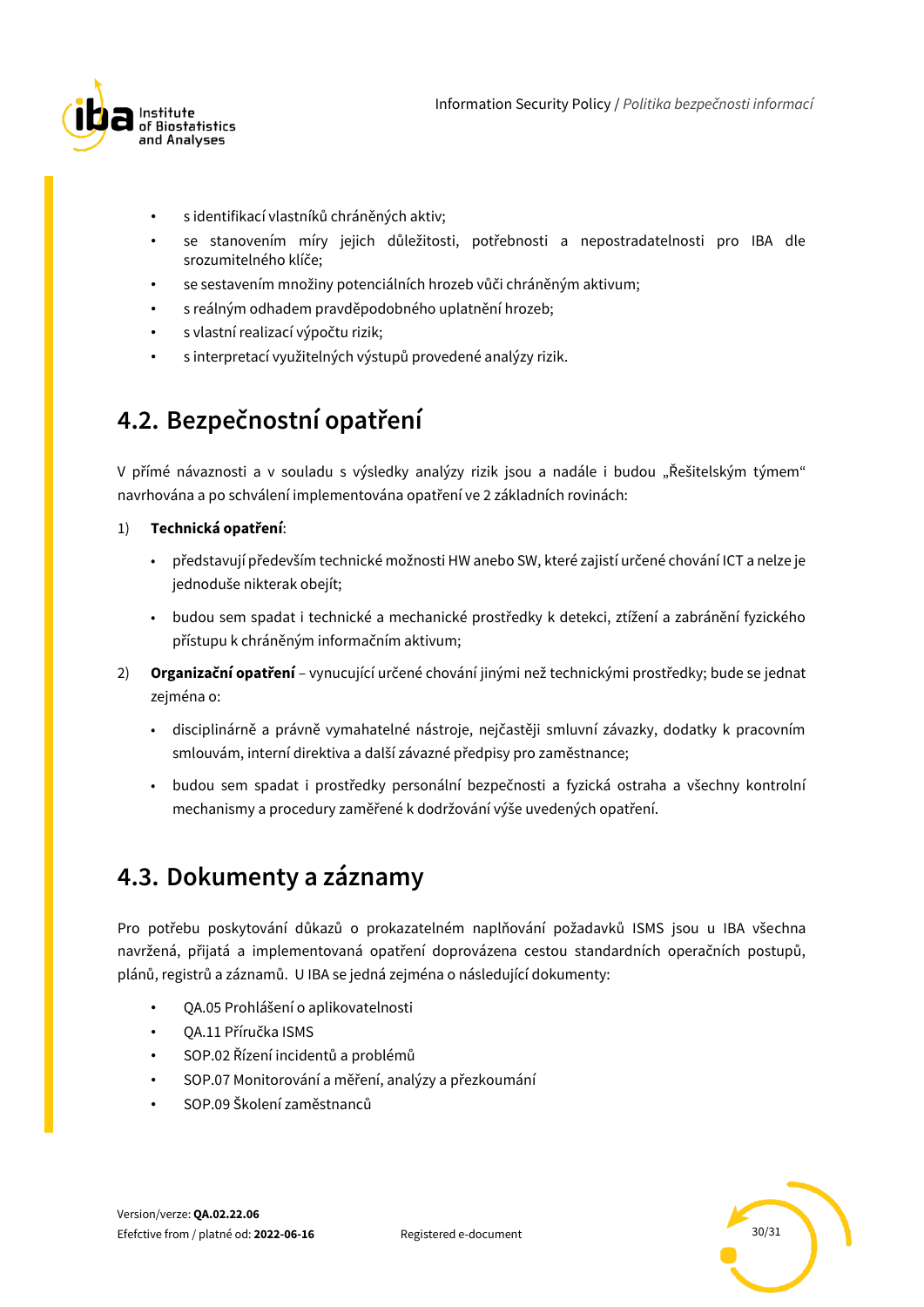- s identifikací vlastníků chráněných aktiv;
- se stanovením míry jejich důležitosti, potřebnosti a nepostradatelnosti pro IBA dle srozumitelného klíče;
- se sestavením množiny potenciálních hrozeb vůči chráněným aktivum;
- s reálným odhadem pravděpodobného uplatnění hrozeb;
- s vlastní realizací výpočtu rizik;
- s interpretací využitelných výstupů provedené analýzy rizik.

## 4.2. Bezpečnostní opatření

V přímé návaznosti a v souladu s výsledky analýzy rizik jsou a nadále i budou „Řešitelským týmem“ navrhována a po schválení implementována opatření ve 2 základních rovinách:

1) **Technická opatření**:
   - představují především technické možnosti HW anebo SW, které zajistí určené chování ICT a nelze je jednoduše nikterak obejít;
   - budou sem spadat i technické a mechanické prostředky k detekci, ztížení a zabránění fyzického přístupu k chráněným informačním aktivum;
2) **Organizační opatření** – vynucující určené chování jinými než technickými prostředky; bude se jednat zejména o:
   - disciplinárně a právně vymahatelné nástroje, nejčastěji smluvní závazky, dodatky k pracovním smlouvám, interní direktiva a další závazné předpisy pro zaměstnance;
   - budou sem spadat i prostředky personální bezpečnosti a fyzická ostraha a všechny kontrolní mechanismy a procedury zaměřené k dodržování výše uvedených opatření.

## 4.3. Dokumenty a záznamy

Pro potřebu poskytování důkazů o prokazatelném naplňování požadavků ISMS jsou u IBA všechna navržená, přijatá a implementovaná opatření doprovázena cestou standardních operačních postupů, plánů, registrů a záznamů. U IBA se jedná zejména o následující dokumenty:

- QA.05 Prohlášení o aplikovatelnosti
- QA.11 Příručka ISMS
- SOP.02 Řízení incidentů a problémů
- SOP.07 Monitorování a měření, analýzy a přezkoumání
- SOP.09 Školení zaměstnanců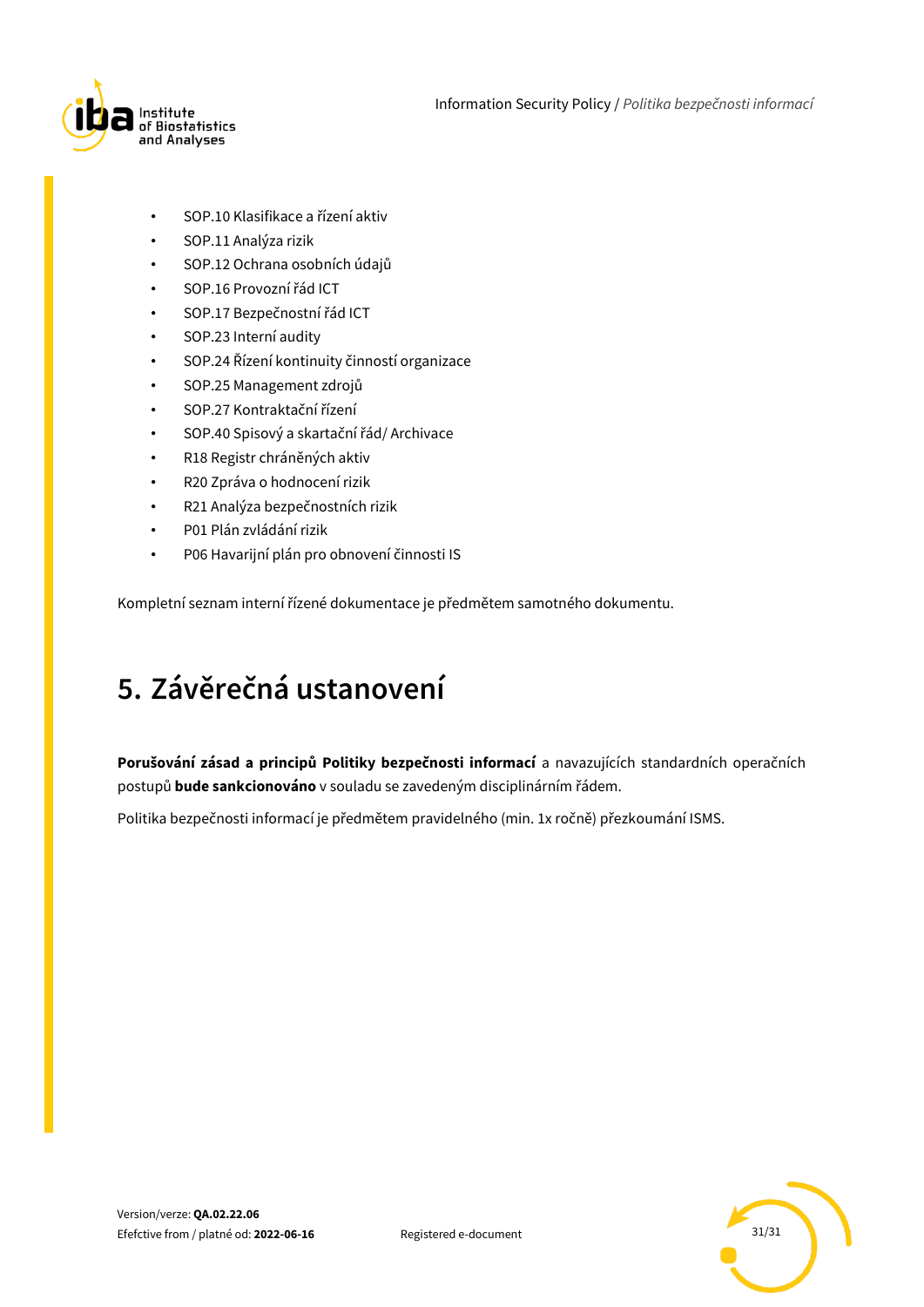- SOP.10 Klasifikace a řízení aktiv
- SOP.11 Analýza rizik
- SOP.12 Ochrana osobních údajů
- SOP.16 Provozní řád ICT
- SOP.17 Bezpečnostní řád ICT
- SOP.23 Interní audity
- SOP.24 Řízení kontinuity činností organizace
- SOP.25 Management zdrojů
- SOP.27 Kontraktační řízení
- SOP.40 Spisový a skartační řád/ Archivace
- R18 Registr chráněných aktiv
- R20 Zpráva o hodnocení rizik
- R21 Analýza bezpečnostních rizik
- P01 Plán zvládání rizik
- P06 Havarijní plán pro obnovení činnosti IS

Kompletní seznam interní řízené dokumentace je předmětem samotného dokumentu.

# 5. Závěrečná ustanovení

**Porušování zásad a principů Politiky bezpečnosti informací** a navazujících standardních operačních postupů **bude sankcionováno** v souladu se zavedeným disciplinárním řádem.

Politika bezpečnosti informací je předmětem pravidelného (min. 1x ročně) přezkoumání ISMS.